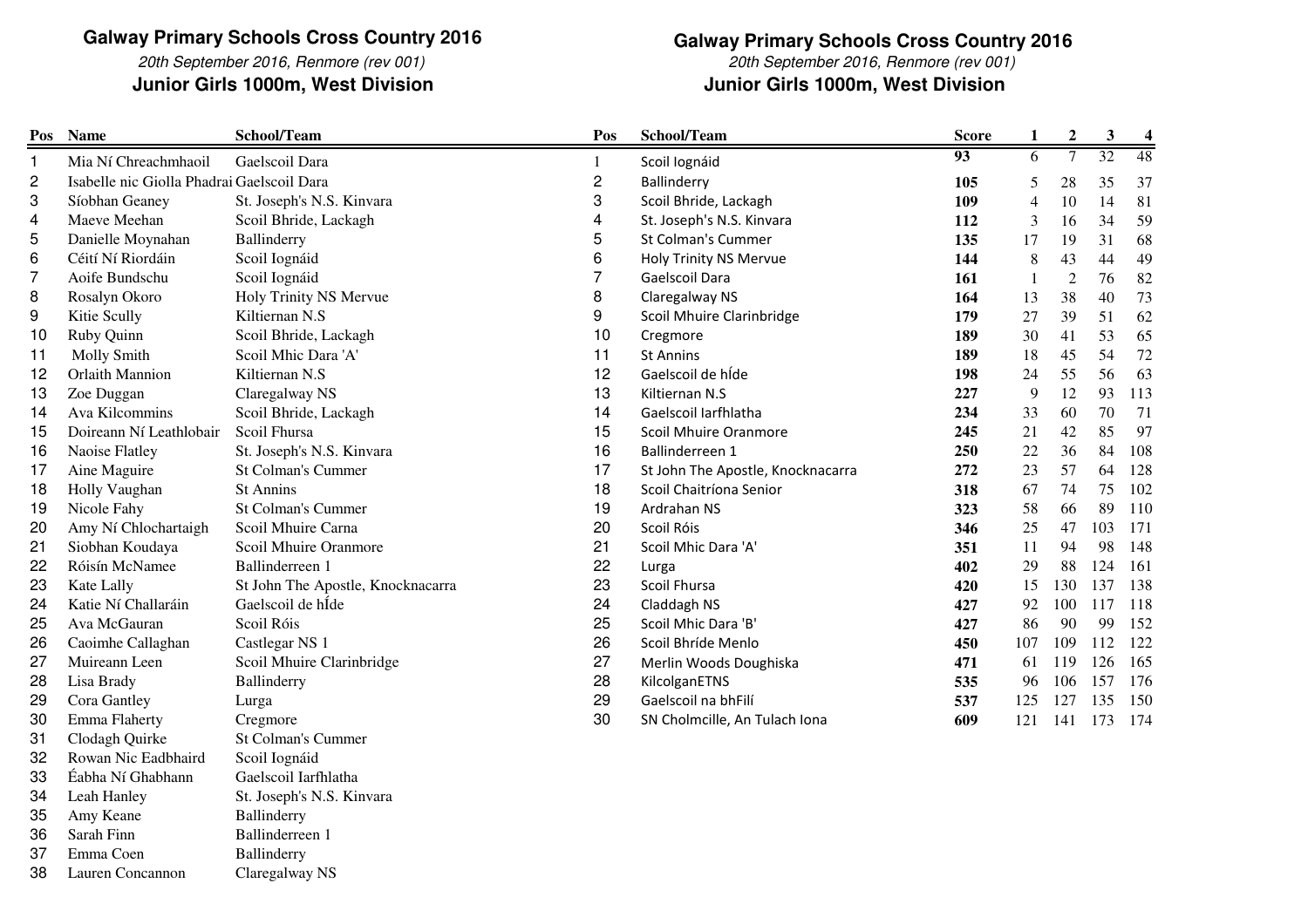## Galway Primary Schools Cross Country 2016

*20th September 2016, Renmore (rev 001)*

### Junior Girls 1000m, West Division

| Pos | Name | School/Team |
|---|---|---|
| 1 | Mia Ní Chreachmhaoil | Gaelscoil Dara |
| 2 | Isabelle nic Giolla Phadrai | Gaelscoil Dara |
| 3 | Síobhan Geaney | St. Joseph's N.S. Kinvara |
| 4 | Maeve Meehan | Scoil Bhride, Lackagh |
| 5 | Danielle Moynahan | Ballinderry |
| 6 | Céití Ní Riordáin | Scoil Iognáid |
| 7 | Aoife Bundschu | Scoil Iognáid |
| 8 | Rosalyn Okoro | Holy Trinity NS Mervue |
| 9 | Kitie Scully | Kiltiernan N.S |
| 10 | Ruby Quinn | Scoil Bhride, Lackagh |
| 11 | Molly Smith | Scoil Mhic Dara 'A' |
| 12 | Orlaith Mannion | Kiltiernan N.S |
| 13 | Zoe Duggan | Claregalway NS |
| 14 | Ava Kilcommins | Scoil Bhride, Lackagh |
| 15 | Doireann Ní Leathlobair | Scoil Fhursa |
| 16 | Naoise Flatley | St. Joseph's N.S. Kinvara |
| 17 | Aine Maguire | St Colman's Cummer |
| 18 | Holly Vaughan | St Annins |
| 19 | Nicole Fahy | St Colman's Cummer |
| 20 | Amy Ní Chlochartaigh | Scoil Mhuire Carna |
| 21 | Siobhan Koudaya | Scoil Mhuire Oranmore |
| 22 | Róisín McNamee | Ballinderreen 1 |
| 23 | Kate Lally | St John The Apostle, Knocknacarra |
| 24 | Katie Ní Challaráin | Gaelscoil de hÍde |
| 25 | Ava McGauran | Scoil Róis |
| 26 | Caoimhe Callaghan | Castlegar NS 1 |
| 27 | Muireann Leen | Scoil Mhuire Clarinbridge |
| 28 | Lisa Brady | Ballinderry |
| 29 | Cora Gantley | Lurga |
| 30 | Emma Flaherty | Cregmore |
| 31 | Clodagh Quirke | St Colman's Cummer |
| 32 | Rowan Nic Eadbhaird | Scoil Iognáid |
| 33 | Éabha Ní Ghabhann | Gaelscoil Iarfhlatha |
| 34 | Leah Hanley | St. Joseph's N.S. Kinvara |
| 35 | Amy Keane | Ballinderry |
| 36 | Sarah Finn | Ballinderreen 1 |
| 37 | Emma Coen | Ballinderry |
| 38 | Lauren Concannon | Claregalway NS |

## Galway Primary Schools Cross Country 2016

*20th September 2016, Renmore (rev 001)*

### Junior Girls 1000m, West Division

| Pos | School/Team | Score | 1 | 2 | 3 | 4 |
|---|---|---|---|---|---|---|
| 1 | Scoil Iognáid | **93** | 6 | 7 | 32 | 48 |
| 2 | Ballinderry | **105** | 5 | 28 | 35 | 37 |
| 3 | Scoil Bhride, Lackagh | **109** | 4 | 10 | 14 | 81 |
| 4 | St. Joseph's N.S. Kinvara | **112** | 3 | 16 | 34 | 59 |
| 5 | St Colman's Cummer | **135** | 17 | 19 | 31 | 68 |
| 6 | Holy Trinity NS Mervue | **144** | 8 | 43 | 44 | 49 |
| 7 | Gaelscoil Dara | **161** | 1 | 2 | 76 | 82 |
| 8 | Claregalway NS | **164** | 13 | 38 | 40 | 73 |
| 9 | Scoil Mhuire Clarinbridge | **179** | 27 | 39 | 51 | 62 |
| 10 | Cregmore | **189** | 30 | 41 | 53 | 65 |
| 11 | St Annins | **189** | 18 | 45 | 54 | 72 |
| 12 | Gaelscoil de hÍde | **198** | 24 | 55 | 56 | 63 |
| 13 | Kiltiernan N.S | **227** | 9 | 12 | 93 | 113 |
| 14 | Gaelscoil Iarfhlatha | **234** | 33 | 60 | 70 | 71 |
| 15 | Scoil Mhuire Oranmore | **245** | 21 | 42 | 85 | 97 |
| 16 | Ballinderreen 1 | **250** | 22 | 36 | 84 | 108 |
| 17 | St John The Apostle, Knocknacarra | **272** | 23 | 57 | 64 | 128 |
| 18 | Scoil Chaitríona Senior | **318** | 67 | 74 | 75 | 102 |
| 19 | Ardrahan NS | **323** | 58 | 66 | 89 | 110 |
| 20 | Scoil Róis | **346** | 25 | 47 | 103 | 171 |
| 21 | Scoil Mhic Dara 'A' | **351** | 11 | 94 | 98 | 148 |
| 22 | Lurga | **402** | 29 | 88 | 124 | 161 |
| 23 | Scoil Fhursa | **420** | 15 | 130 | 137 | 138 |
| 24 | Claddagh NS | **427** | 92 | 100 | 117 | 118 |
| 25 | Scoil Mhic Dara 'B' | **427** | 86 | 90 | 99 | 152 |
| 26 | Scoil Bhríde Menlo | **450** | 107 | 109 | 112 | 122 |
| 27 | Merlin Woods Doughiska | **471** | 61 | 119 | 126 | 165 |
| 28 | KilcolganETNS | **535** | 96 | 106 | 157 | 176 |
| 29 | Gaelscoil na bhFilí | **537** | 125 | 127 | 135 | 150 |
| 30 | SN Cholmcille, An Tulach Iona | **609** | 121 | 141 | 173 | 174 |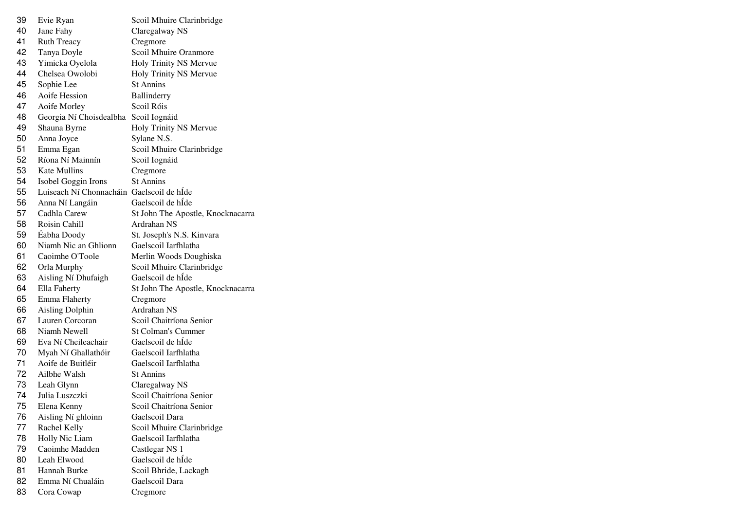| | | |
|---|---|---|
| 39 | Evie Ryan | Scoil Mhuire Clarinbridge |
| 40 | Jane Fahy | Claregalway NS |
| 41 | Ruth Treacy | Cregmore |
| 42 | Tanya Doyle | Scoil Mhuire Oranmore |
| 43 | Yimicka Oyelola | Holy Trinity NS Mervue |
| 44 | Chelsea Owolobi | Holy Trinity NS Mervue |
| 45 | Sophie Lee | St Annins |
| 46 | Aoife Hession | Ballinderry |
| 47 | Aoife Morley | Scoil Róis |
| 48 | Georgia Ní Choisdealbha | Scoil Iognáid |
| 49 | Shauna Byrne | Holy Trinity NS Mervue |
| 50 | Anna Joyce | Sylane N.S. |
| 51 | Emma Egan | Scoil Mhuire Clarinbridge |
| 52 | Ríona Ní Mainnín | Scoil Iognáid |
| 53 | Kate Mullins | Cregmore |
| 54 | Isobel Goggin Irons | St Annins |
| 55 | Luiseach Ní Chonnacháin | Gaelscoil de hÍde |
| 56 | Anna Ní Langáin | Gaelscoil de hÍde |
| 57 | Cadhla Carew | St John The Apostle, Knocknacarra |
| 58 | Roisin Cahill | Ardrahan NS |
| 59 | Éabha Doody | St. Joseph's N.S. Kinvara |
| 60 | Niamh Nic an Ghlionn | Gaelscoil Iarfhlatha |
| 61 | Caoimhe O'Toole | Merlin Woods Doughiska |
| 62 | Orla Murphy | Scoil Mhuire Clarinbridge |
| 63 | Aisling Ní Dhufaigh | Gaelscoil de hÍde |
| 64 | Ella Faherty | St John The Apostle, Knocknacarra |
| 65 | Emma Flaherty | Cregmore |
| 66 | Aisling Dolphin | Ardrahan NS |
| 67 | Lauren Corcoran | Scoil Chaitríona Senior |
| 68 | Niamh Newell | St Colman's Cummer |
| 69 | Eva Ní Cheileachair | Gaelscoil de hÍde |
| 70 | Myah Ní Ghallathóir | Gaelscoil Iarfhlatha |
| 71 | Aoife de Buitléir | Gaelscoil Iarfhlatha |
| 72 | Ailbhe Walsh | St Annins |
| 73 | Leah Glynn | Claregalway NS |
| 74 | Julia Luszczki | Scoil Chaitríona Senior |
| 75 | Elena Kenny | Scoil Chaitríona Senior |
| 76 | Aisling Ní ghloinn | Gaelscoil Dara |
| 77 | Rachel Kelly | Scoil Mhuire Clarinbridge |
| 78 | Holly Nic Liam | Gaelscoil Iarfhlatha |
| 79 | Caoimhe Madden | Castlegar NS 1 |
| 80 | Leah Elwood | Gaelscoil de hÍde |
| 81 | Hannah Burke | Scoil Bhride, Lackagh |
| 82 | Emma Ní Chualáin | Gaelscoil Dara |
| 83 | Cora Cowap | Cregmore |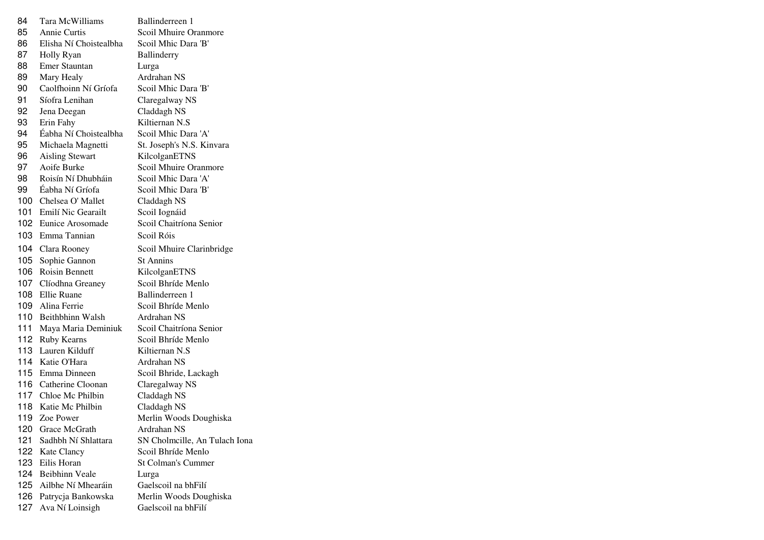| | | |
|---|---|---|
| 84 | Tara McWilliams | Ballinderreen 1 |
| 85 | Annie Curtis | Scoil Mhuire Oranmore |
| 86 | Elisha Ní Choistealbha | Scoil Mhic Dara 'B' |
| 87 | Holly Ryan | Ballinderry |
| 88 | Emer Stauntan | Lurga |
| 89 | Mary Healy | Ardrahan NS |
| 90 | Caolfhoinn Ní Gríofa | Scoil Mhic Dara 'B' |
| 91 | Síofra Lenihan | Claregalway NS |
| 92 | Jena Deegan | Claddagh NS |
| 93 | Erin Fahy | Kiltiernan N.S |
| 94 | Éabha Ní Choistealbha | Scoil Mhic Dara 'A' |
| 95 | Michaela Magnetti | St. Joseph's N.S. Kinvara |
| 96 | Aisling Stewart | KilcolganETNS |
| 97 | Aoife Burke | Scoil Mhuire Oranmore |
| 98 | Roisín Ní Dhubháin | Scoil Mhic Dara 'A' |
| 99 | Éabha Ní Gríofa | Scoil Mhic Dara 'B' |
| 100 | Chelsea O' Mallet | Claddagh NS |
| 101 | Emilí Nic Gearailt | Scoil Iognáid |
| 102 | Eunice Arosomade | Scoil Chaitríona Senior |
| 103 | Emma Tannian | Scoil Róis |
| 104 | Clara Rooney | Scoil Mhuire Clarinbridge |
| 105 | Sophie Gannon | St Annins |
| 106 | Roisin Bennett | KilcolganETNS |
| 107 | Clíodhna Greaney | Scoil Bhríde Menlo |
| 108 | Ellie Ruane | Ballinderreen 1 |
| 109 | Alina Ferrie | Scoil Bhríde Menlo |
| 110 | Beithbhinn Walsh | Ardrahan NS |
| 111 | Maya Maria Deminiuk | Scoil Chaitríona Senior |
| 112 | Ruby Kearns | Scoil Bhríde Menlo |
| 113 | Lauren Kilduff | Kiltiernan N.S |
| 114 | Katie O'Hara | Ardrahan NS |
| 115 | Emma Dinneen | Scoil Bhride, Lackagh |
| 116 | Catherine Cloonan | Claregalway NS |
| 117 | Chloe Mc Philbin | Claddagh NS |
| 118 | Katie Mc Philbin | Claddagh NS |
| 119 | Zoe Power | Merlin Woods Doughiska |
| 120 | Grace McGrath | Ardrahan NS |
| 121 | Sadhbh Ní Shlattara | SN Cholmcille, An Tulach Iona |
| 122 | Kate Clancy | Scoil Bhríde Menlo |
| 123 | Eilis Horan | St Colman's Cummer |
| 124 | Beibhinn Veale | Lurga |
| 125 | Ailbhe Ní Mhearáin | Gaelscoil na bhFilí |
| 126 | Patrycja Bankowska | Merlin Woods Doughiska |
| 127 | Ava Ní Loinsigh | Gaelscoil na bhFilí |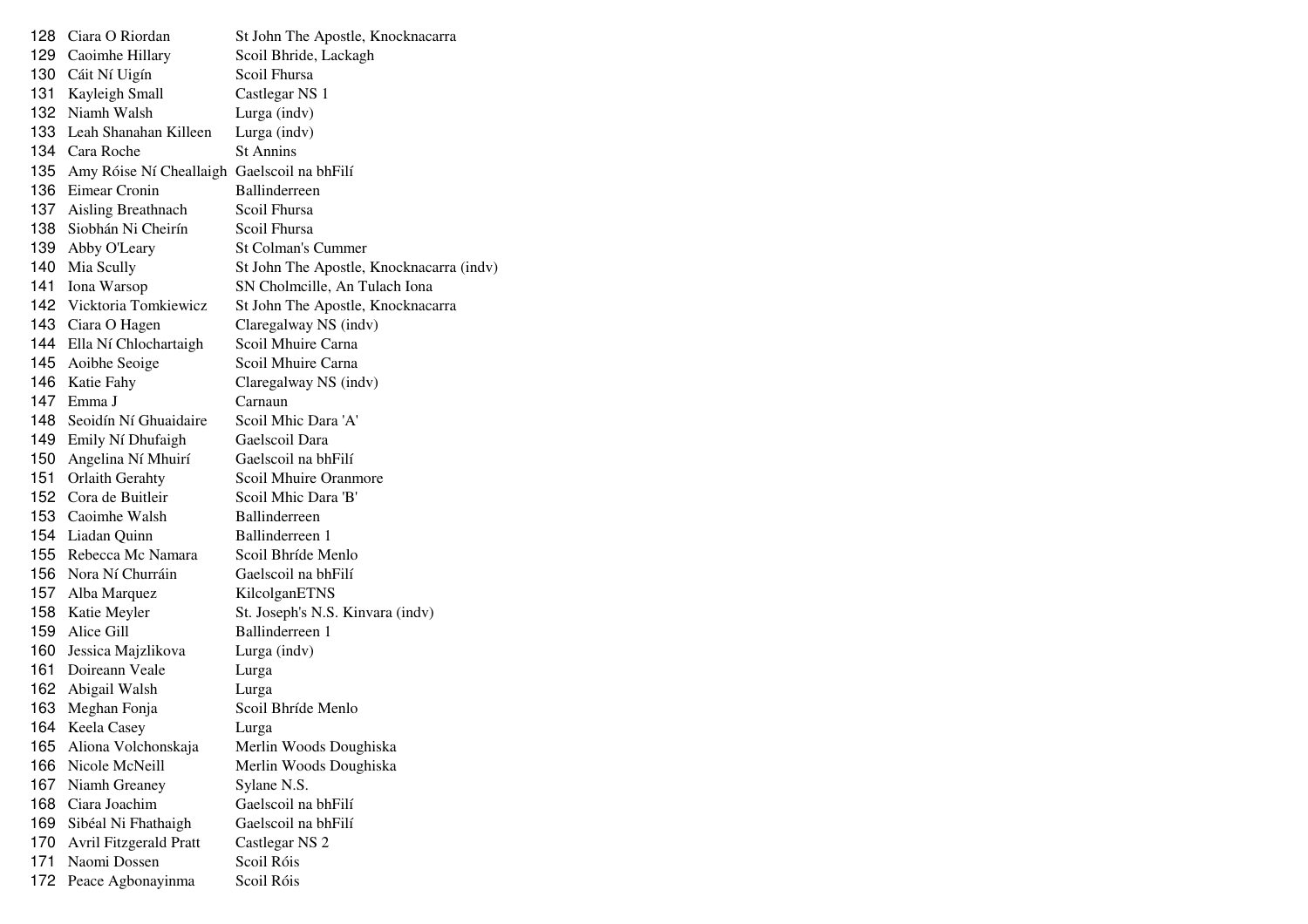| | | |
|---|---|---|
| 128 | Ciara O Riordan | St John The Apostle, Knocknacarra |
| 129 | Caoimhe Hillary | Scoil Bhride, Lackagh |
| 130 | Cáit Ní Uigín | Scoil Fhursa |
| 131 | Kayleigh Small | Castlegar NS 1 |
| 132 | Niamh Walsh | Lurga (indv) |
| 133 | Leah Shanahan Killeen | Lurga (indv) |
| 134 | Cara Roche | St Annins |
| 135 | Amy Róise Ní Cheallaigh | Gaelscoil na bhFilí |
| 136 | Eimear Cronin | Ballinderreen |
| 137 | Aisling Breathnach | Scoil Fhursa |
| 138 | Siobhán Ni Cheirín | Scoil Fhursa |
| 139 | Abby O'Leary | St Colman's Cummer |
| 140 | Mia Scully | St John The Apostle, Knocknacarra (indv) |
| 141 | Iona Warsop | SN Cholmcille, An Tulach Iona |
| 142 | Vicktoria Tomkiewicz | St John The Apostle, Knocknacarra |
| 143 | Ciara O Hagen | Claregalway NS (indv) |
| 144 | Ella Ní Chlochartaigh | Scoil Mhuire Carna |
| 145 | Aoibhe Seoige | Scoil Mhuire Carna |
| 146 | Katie Fahy | Claregalway NS (indv) |
| 147 | Emma J | Carnaun |
| 148 | Seoidín Ní Ghuaidaire | Scoil Mhic Dara 'A' |
| 149 | Emily Ní Dhufaigh | Gaelscoil Dara |
| 150 | Angelina Ní Mhuirí | Gaelscoil na bhFilí |
| 151 | Orlaith Gerahty | Scoil Mhuire Oranmore |
| 152 | Cora de Buitleir | Scoil Mhic Dara 'B' |
| 153 | Caoimhe Walsh | Ballinderreen |
| 154 | Liadan Quinn | Ballinderreen 1 |
| 155 | Rebecca Mc Namara | Scoil Bhríde Menlo |
| 156 | Nora Ní Churráin | Gaelscoil na bhFilí |
| 157 | Alba Marquez | KilcolganETNS |
| 158 | Katie Meyler | St. Joseph's N.S. Kinvara (indv) |
| 159 | Alice Gill | Ballinderreen 1 |
| 160 | Jessica Majzlikova | Lurga (indv) |
| 161 | Doireann Veale | Lurga |
| 162 | Abigail Walsh | Lurga |
| 163 | Meghan Fonja | Scoil Bhríde Menlo |
| 164 | Keela Casey | Lurga |
| 165 | Aliona Volchonskaja | Merlin Woods Doughiska |
| 166 | Nicole McNeill | Merlin Woods Doughiska |
| 167 | Niamh Greaney | Sylane N.S. |
| 168 | Ciara Joachim | Gaelscoil na bhFilí |
| 169 | Sibéal Ni Fhathaigh | Gaelscoil na bhFilí |
| 170 | Avril Fitzgerald Pratt | Castlegar NS 2 |
| 171 | Naomi Dossen | Scoil Róis |
| 172 | Peace Agbonayinma | Scoil Róis |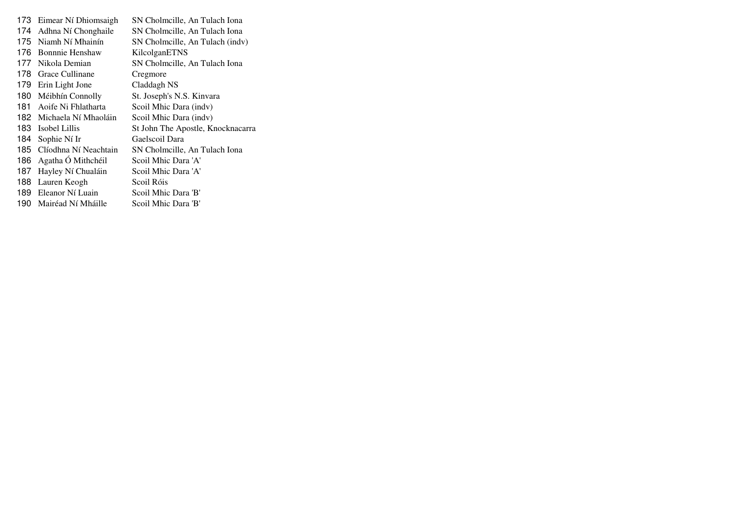| | | |
|---|---|---|
| 173 | Eimear Ní Dhiomsaigh | SN Cholmcille, An Tulach Iona |
| 174 | Adhna Ní Chonghaile | SN Cholmcille, An Tulach Iona |
| 175 | Niamh Ní Mhainín | SN Cholmcille, An Tulach (indv) |
| 176 | Bonnnie Henshaw | KilcolganETNS |
| 177 | Nikola Demian | SN Cholmcille, An Tulach Iona |
| 178 | Grace Cullinane | Cregmore |
| 179 | Erin Light Jone | Claddagh NS |
| 180 | Méibhín Connolly | St. Joseph's N.S. Kinvara |
| 181 | Aoife Ni Fhlatharta | Scoil Mhic Dara (indv) |
| 182 | Michaela Ní Mhaoláin | Scoil Mhic Dara (indv) |
| 183 | Isobel Lillis | St John The Apostle, Knocknacarra |
| 184 | Sophie Ní Ir | Gaelscoil Dara |
| 185 | Clíodhna Ní Neachtain | SN Cholmcille, An Tulach Iona |
| 186 | Agatha Ó Mithchéil | Scoil Mhic Dara 'A' |
| 187 | Hayley Ní Chualáin | Scoil Mhic Dara 'A' |
| 188 | Lauren Keogh | Scoil Róis |
| 189 | Eleanor Ní Luain | Scoil Mhic Dara 'B' |
| 190 | Mairéad Ní Mháille | Scoil Mhic Dara 'B' |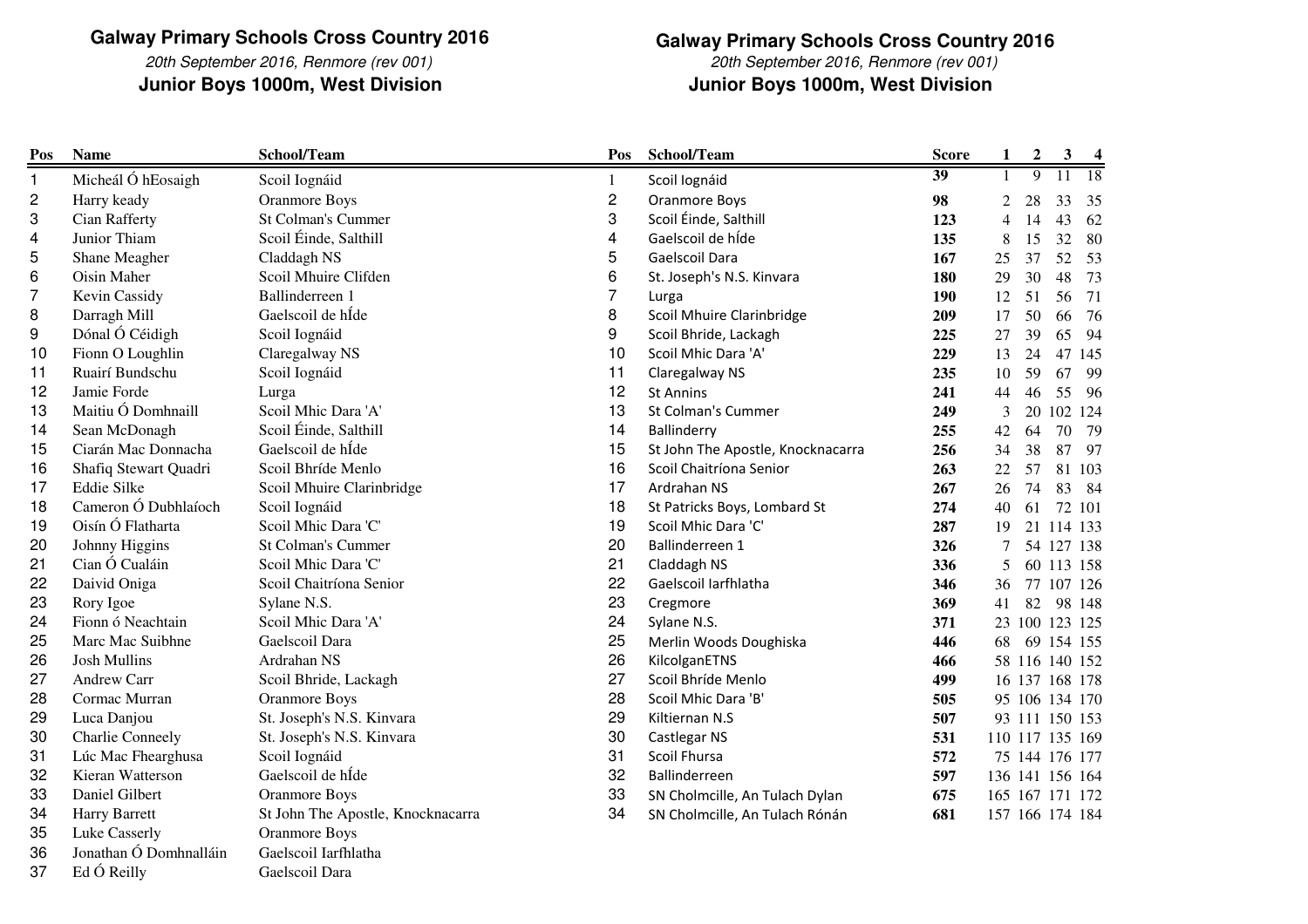## Galway Primary Schools Cross Country 2016

*20th September 2016, Renmore (rev 001)*

### Junior Boys 1000m, West Division

| Pos | Name | School/Team |
|---|---|---|
| 1 | Micheál Ó hEosaigh | Scoil Iognáid |
| 2 | Harry keady | Oranmore Boys |
| 3 | Cian Rafferty | St Colman's Cummer |
| 4 | Junior Thiam | Scoil Éinde, Salthill |
| 5 | Shane Meagher | Claddagh NS |
| 6 | Oisin Maher | Scoil Mhuire Clifden |
| 7 | Kevin Cassidy | Ballinderreen 1 |
| 8 | Darragh Mill | Gaelscoil de hÍde |
| 9 | Dónal Ó Céidigh | Scoil Iognáid |
| 10 | Fionn O Loughlin | Claregalway NS |
| 11 | Ruairí Bundschu | Scoil Iognáid |
| 12 | Jamie Forde | Lurga |
| 13 | Maitiu Ó Domhnaill | Scoil Mhic Dara 'A' |
| 14 | Sean McDonagh | Scoil Éinde, Salthill |
| 15 | Ciarán Mac Donnacha | Gaelscoil de hÍde |
| 16 | Shafiq Stewart Quadri | Scoil Bhríde Menlo |
| 17 | Eddie Silke | Scoil Mhuire Clarinbridge |
| 18 | Cameron Ó Dubhlaíoch | Scoil Iognáid |
| 19 | Oisín Ó Flatharta | Scoil Mhic Dara 'C' |
| 20 | Johnny Higgins | St Colman's Cummer |
| 21 | Cian Ó Cualáin | Scoil Mhic Dara 'C' |
| 22 | Daivid Oniga | Scoil Chaitríona Senior |
| 23 | Rory Igoe | Sylane N.S. |
| 24 | Fionn ó Neachtain | Scoil Mhic Dara 'A' |
| 25 | Marc Mac Suibhne | Gaelscoil Dara |
| 26 | Josh Mullins | Ardrahan NS |
| 27 | Andrew Carr | Scoil Bhride, Lackagh |
| 28 | Cormac Murran | Oranmore Boys |
| 29 | Luca Danjou | St. Joseph's N.S. Kinvara |
| 30 | Charlie Conneely | St. Joseph's N.S. Kinvara |
| 31 | Lúc Mac Fhearghusa | Scoil Iognáid |
| 32 | Kieran Watterson | Gaelscoil de hÍde |
| 33 | Daniel Gilbert | Oranmore Boys |
| 34 | Harry Barrett | St John The Apostle, Knocknacarra |
| 35 | Luke Casserly | Oranmore Boys |
| 36 | Jonathan Ó Domhnalláin | Gaelscoil Iarfhlatha |
| 37 | Ed Ó Reilly | Gaelscoil Dara |

## Galway Primary Schools Cross Country 2016

*20th September 2016, Renmore (rev 001)*

### Junior Boys 1000m, West Division

| Pos | School/Team | Score | 1 | 2 | 3 | 4 |
|---|---|---|---|---|---|---|
| 1 | Scoil Iognáid | **39** | 1 | 9 | 11 | 18 |
| 2 | Oranmore Boys | **98** | 2 | 28 | 33 | 35 |
| 3 | Scoil Éinde, Salthill | **123** | 4 | 14 | 43 | 62 |
| 4 | Gaelscoil de hÍde | **135** | 8 | 15 | 32 | 80 |
| 5 | Gaelscoil Dara | **167** | 25 | 37 | 52 | 53 |
| 6 | St. Joseph's N.S. Kinvara | **180** | 29 | 30 | 48 | 73 |
| 7 | Lurga | **190** | 12 | 51 | 56 | 71 |
| 8 | Scoil Mhuire Clarinbridge | **209** | 17 | 50 | 66 | 76 |
| 9 | Scoil Bhride, Lackagh | **225** | 27 | 39 | 65 | 94 |
| 10 | Scoil Mhic Dara 'A' | **229** | 13 | 24 | 47 | 145 |
| 11 | Claregalway NS | **235** | 10 | 59 | 67 | 99 |
| 12 | St Annins | **241** | 44 | 46 | 55 | 96 |
| 13 | St Colman's Cummer | **249** | 3 | 20 | 102 | 124 |
| 14 | Ballinderry | **255** | 42 | 64 | 70 | 79 |
| 15 | St John The Apostle, Knocknacarra | **256** | 34 | 38 | 87 | 97 |
| 16 | Scoil Chaitríona Senior | **263** | 22 | 57 | 81 | 103 |
| 17 | Ardrahan NS | **267** | 26 | 74 | 83 | 84 |
| 18 | St Patricks Boys, Lombard St | **274** | 40 | 61 | 72 | 101 |
| 19 | Scoil Mhic Dara 'C' | **287** | 19 | 21 | 114 | 133 |
| 20 | Ballinderreen 1 | **326** | 7 | 54 | 127 | 138 |
| 21 | Claddagh NS | **336** | 5 | 60 | 113 | 158 |
| 22 | Gaelscoil Iarfhlatha | **346** | 36 | 77 | 107 | 126 |
| 23 | Cregmore | **369** | 41 | 82 | 98 | 148 |
| 24 | Sylane N.S. | **371** | 23 | 100 | 123 | 125 |
| 25 | Merlin Woods Doughiska | **446** | 68 | 69 | 154 | 155 |
| 26 | KilcolganETNS | **466** | 58 | 116 | 140 | 152 |
| 27 | Scoil Bhríde Menlo | **499** | 16 | 137 | 168 | 178 |
| 28 | Scoil Mhic Dara 'B' | **505** | 95 | 106 | 134 | 170 |
| 29 | Kiltiernan N.S | **507** | 93 | 111 | 150 | 153 |
| 30 | Castlegar NS | **531** | 110 | 117 | 135 | 169 |
| 31 | Scoil Fhursa | **572** | 75 | 144 | 176 | 177 |
| 32 | Ballinderreen | **597** | 136 | 141 | 156 | 164 |
| 33 | SN Cholmcille, An Tulach Dylan | **675** | 165 | 167 | 171 | 172 |
| 34 | SN Cholmcille, An Tulach Rónán | **681** | 157 | 166 | 174 | 184 |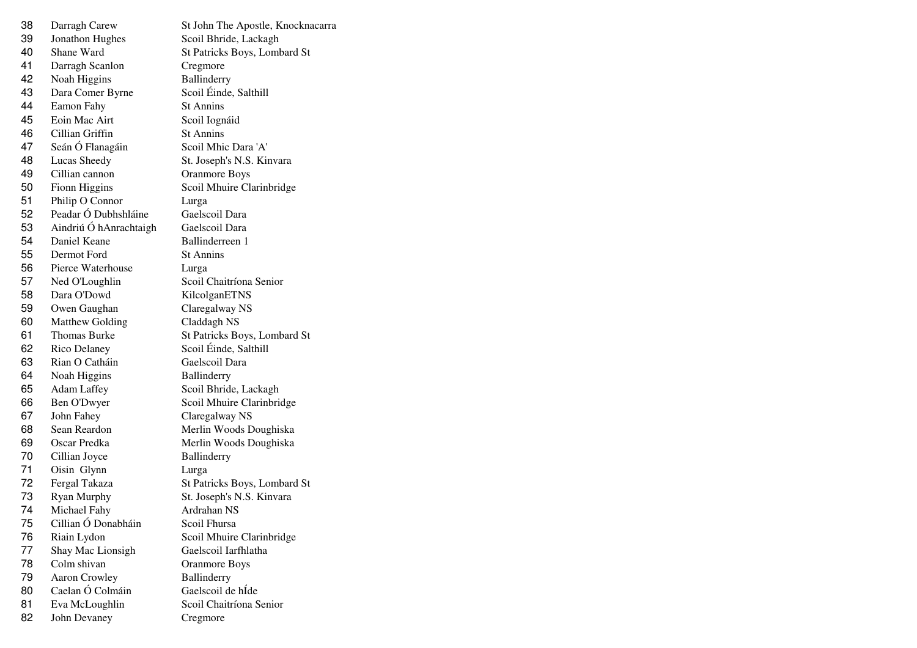| | | |
|---|---|---|
| 38 | Darragh Carew | St John The Apostle, Knocknacarra |
| 39 | Jonathon Hughes | Scoil Bhride, Lackagh |
| 40 | Shane Ward | St Patricks Boys, Lombard St |
| 41 | Darragh Scanlon | Cregmore |
| 42 | Noah Higgins | Ballinderry |
| 43 | Dara Comer Byrne | Scoil Éinde, Salthill |
| 44 | Eamon Fahy | St Annins |
| 45 | Eoin Mac Airt | Scoil Iognáid |
| 46 | Cillian Griffin | St Annins |
| 47 | Seán Ó Flanagáin | Scoil Mhic Dara 'A' |
| 48 | Lucas Sheedy | St. Joseph's N.S. Kinvara |
| 49 | Cillian cannon | Oranmore Boys |
| 50 | Fionn Higgins | Scoil Mhuire Clarinbridge |
| 51 | Philip O Connor | Lurga |
| 52 | Peadar Ó Dubhshláine | Gaelscoil Dara |
| 53 | Aindriú Ó hAnrachtaigh | Gaelscoil Dara |
| 54 | Daniel Keane | Ballinderreen 1 |
| 55 | Dermot Ford | St Annins |
| 56 | Pierce Waterhouse | Lurga |
| 57 | Ned O'Loughlin | Scoil Chaitríona Senior |
| 58 | Dara O'Dowd | KilcolganETNS |
| 59 | Owen Gaughan | Claregalway NS |
| 60 | Matthew Golding | Claddagh NS |
| 61 | Thomas Burke | St Patricks Boys, Lombard St |
| 62 | Rico Delaney | Scoil Éinde, Salthill |
| 63 | Rian O Catháin | Gaelscoil Dara |
| 64 | Noah Higgins | Ballinderry |
| 65 | Adam Laffey | Scoil Bhride, Lackagh |
| 66 | Ben O'Dwyer | Scoil Mhuire Clarinbridge |
| 67 | John Fahey | Claregalway NS |
| 68 | Sean Reardon | Merlin Woods Doughiska |
| 69 | Oscar Predka | Merlin Woods Doughiska |
| 70 | Cillian Joyce | Ballinderry |
| 71 | Oisin Glynn | Lurga |
| 72 | Fergal Takaza | St Patricks Boys, Lombard St |
| 73 | Ryan Murphy | St. Joseph's N.S. Kinvara |
| 74 | Michael Fahy | Ardrahan NS |
| 75 | Cillian Ó Donabháin | Scoil Fhursa |
| 76 | Riain Lydon | Scoil Mhuire Clarinbridge |
| 77 | Shay Mac Lionsigh | Gaelscoil Iarfhlatha |
| 78 | Colm shivan | Oranmore Boys |
| 79 | Aaron Crowley | Ballinderry |
| 80 | Caelan Ó Colmáin | Gaelscoil de hÍde |
| 81 | Eva McLoughlin | Scoil Chaitríona Senior |
| 82 | John Devaney | Cregmore |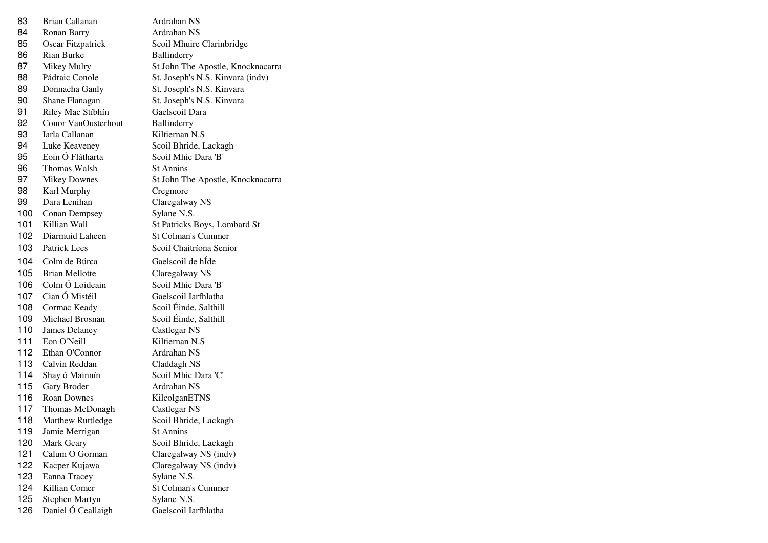| | | |
|---|---|---|
| 83 | Brian Callanan | Ardrahan NS |
| 84 | Ronan Barry | Ardrahan NS |
| 85 | Oscar Fitzpatrick | Scoil Mhuire Clarinbridge |
| 86 | Rian Burke | Ballinderry |
| 87 | Mikey Mulry | St John The Apostle, Knocknacarra |
| 88 | Pádraic Conole | St. Joseph's N.S. Kinvara (indv) |
| 89 | Donnacha Ganly | St. Joseph's N.S. Kinvara |
| 90 | Shane Flanagan | St. Joseph's N.S. Kinvara |
| 91 | Riley Mac Stíbhín | Gaelscoil Dara |
| 92 | Conor VanOusterhout | Ballinderry |
| 93 | Iarla Callanan | Kiltiernan N.S |
| 94 | Luke Keaveney | Scoil Bhride, Lackagh |
| 95 | Eoin Ó Flátharta | Scoil Mhic Dara 'B' |
| 96 | Thomas Walsh | St Annins |
| 97 | Mikey Downes | St John The Apostle, Knocknacarra |
| 98 | Karl Murphy | Cregmore |
| 99 | Dara Lenihan | Claregalway NS |
| 100 | Conan Dempsey | Sylane N.S. |
| 101 | Killian Wall | St Patricks Boys, Lombard St |
| 102 | Diarmuid Laheen | St Colman's Cummer |
| 103 | Patrick Lees | Scoil Chaitríona Senior |
| 104 | Colm de Búrca | Gaelscoil de hÍde |
| 105 | Brian Mellotte | Claregalway NS |
| 106 | Colm Ó Loideain | Scoil Mhic Dara 'B' |
| 107 | Cian Ó Mistéil | Gaelscoil Iarfhlatha |
| 108 | Cormac Keady | Scoil Éinde, Salthill |
| 109 | Michael Brosnan | Scoil Éinde, Salthill |
| 110 | James Delaney | Castlegar NS |
| 111 | Eon O'Neill | Kiltiernan N.S |
| 112 | Ethan O'Connor | Ardrahan NS |
| 113 | Calvin Reddan | Claddagh NS |
| 114 | Shay ó Mainnín | Scoil Mhic Dara 'C' |
| 115 | Gary Broder | Ardrahan NS |
| 116 | Roan Downes | KilcolganETNS |
| 117 | Thomas McDonagh | Castlegar NS |
| 118 | Matthew Ruttledge | Scoil Bhride, Lackagh |
| 119 | Jamie Merrigan | St Annins |
| 120 | Mark Geary | Scoil Bhride, Lackagh |
| 121 | Calum O Gorman | Claregalway NS (indv) |
| 122 | Kacper Kujawa | Claregalway NS (indv) |
| 123 | Eanna Tracey | Sylane N.S. |
| 124 | Killian Comer | St Colman's Cummer |
| 125 | Stephen Martyn | Sylane N.S. |
| 126 | Daniel Ó Ceallaigh | Gaelscoil Iarfhlatha |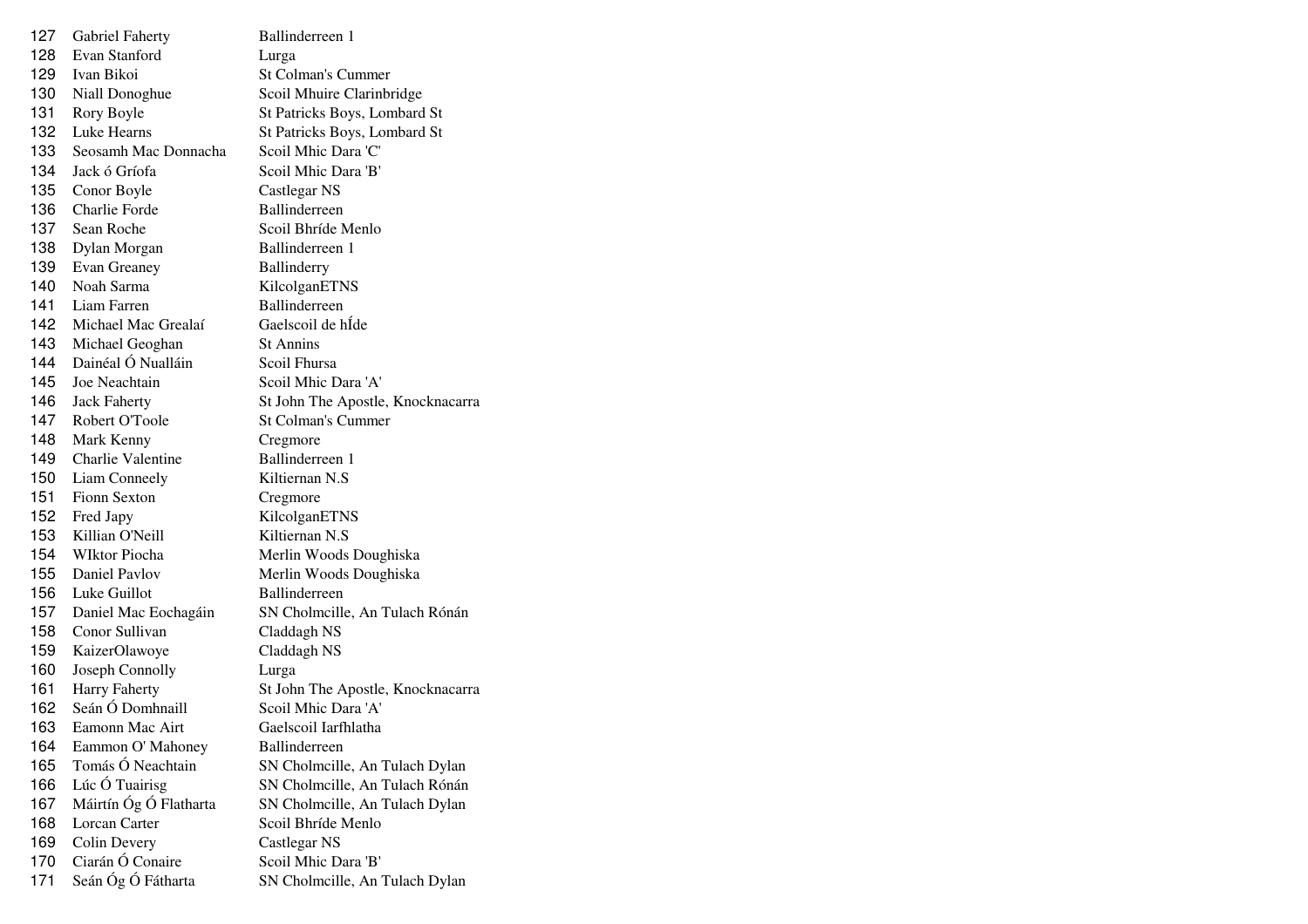| | | |
|---|---|---|
| 127 | Gabriel Faherty | Ballinderreen 1 |
| 128 | Evan Stanford | Lurga |
| 129 | Ivan Bikoi | St Colman's Cummer |
| 130 | Niall Donoghue | Scoil Mhuire Clarinbridge |
| 131 | Rory Boyle | St Patricks Boys, Lombard St |
| 132 | Luke Hearns | St Patricks Boys, Lombard St |
| 133 | Seosamh Mac Donnacha | Scoil Mhic Dara 'C' |
| 134 | Jack ó Gríofa | Scoil Mhic Dara 'B' |
| 135 | Conor Boyle | Castlegar NS |
| 136 | Charlie Forde | Ballinderreen |
| 137 | Sean Roche | Scoil Bhríde Menlo |
| 138 | Dylan Morgan | Ballinderreen 1 |
| 139 | Evan Greaney | Ballinderry |
| 140 | Noah Sarma | KilcolganETNS |
| 141 | Liam Farren | Ballinderreen |
| 142 | Michael Mac Grealaí | Gaelscoil de hÍde |
| 143 | Michael Geoghan | St Annins |
| 144 | Dainéal Ó Nualláin | Scoil Fhursa |
| 145 | Joe Neachtain | Scoil Mhic Dara 'A' |
| 146 | Jack Faherty | St John The Apostle, Knocknacarra |
| 147 | Robert O'Toole | St Colman's Cummer |
| 148 | Mark Kenny | Cregmore |
| 149 | Charlie Valentine | Ballinderreen 1 |
| 150 | Liam Conneely | Kiltiernan N.S |
| 151 | Fionn Sexton | Cregmore |
| 152 | Fred Japy | KilcolganETNS |
| 153 | Killian O'Neill | Kiltiernan N.S |
| 154 | WIktor Piocha | Merlin Woods Doughiska |
| 155 | Daniel Pavlov | Merlin Woods Doughiska |
| 156 | Luke Guillot | Ballinderreen |
| 157 | Daniel Mac Eochagáin | SN Cholmcille, An Tulach Rónán |
| 158 | Conor Sullivan | Claddagh NS |
| 159 | KaizerOlawoye | Claddagh NS |
| 160 | Joseph Connolly | Lurga |
| 161 | Harry Faherty | St John The Apostle, Knocknacarra |
| 162 | Seán Ó Domhnaill | Scoil Mhic Dara 'A' |
| 163 | Eamonn Mac Airt | Gaelscoil Iarfhlatha |
| 164 | Eammon O' Mahoney | Ballinderreen |
| 165 | Tomás Ó Neachtain | SN Cholmcille, An Tulach Dylan |
| 166 | Lúc Ó Tuairisg | SN Cholmcille, An Tulach Rónán |
| 167 | Máirtín Óg Ó Flatharta | SN Cholmcille, An Tulach Dylan |
| 168 | Lorcan Carter | Scoil Bhríde Menlo |
| 169 | Colin Devery | Castlegar NS |
| 170 | Ciarán Ó Conaire | Scoil Mhic Dara 'B' |
| 171 | Seán Óg Ó Fátharta | SN Cholmcille, An Tulach Dylan |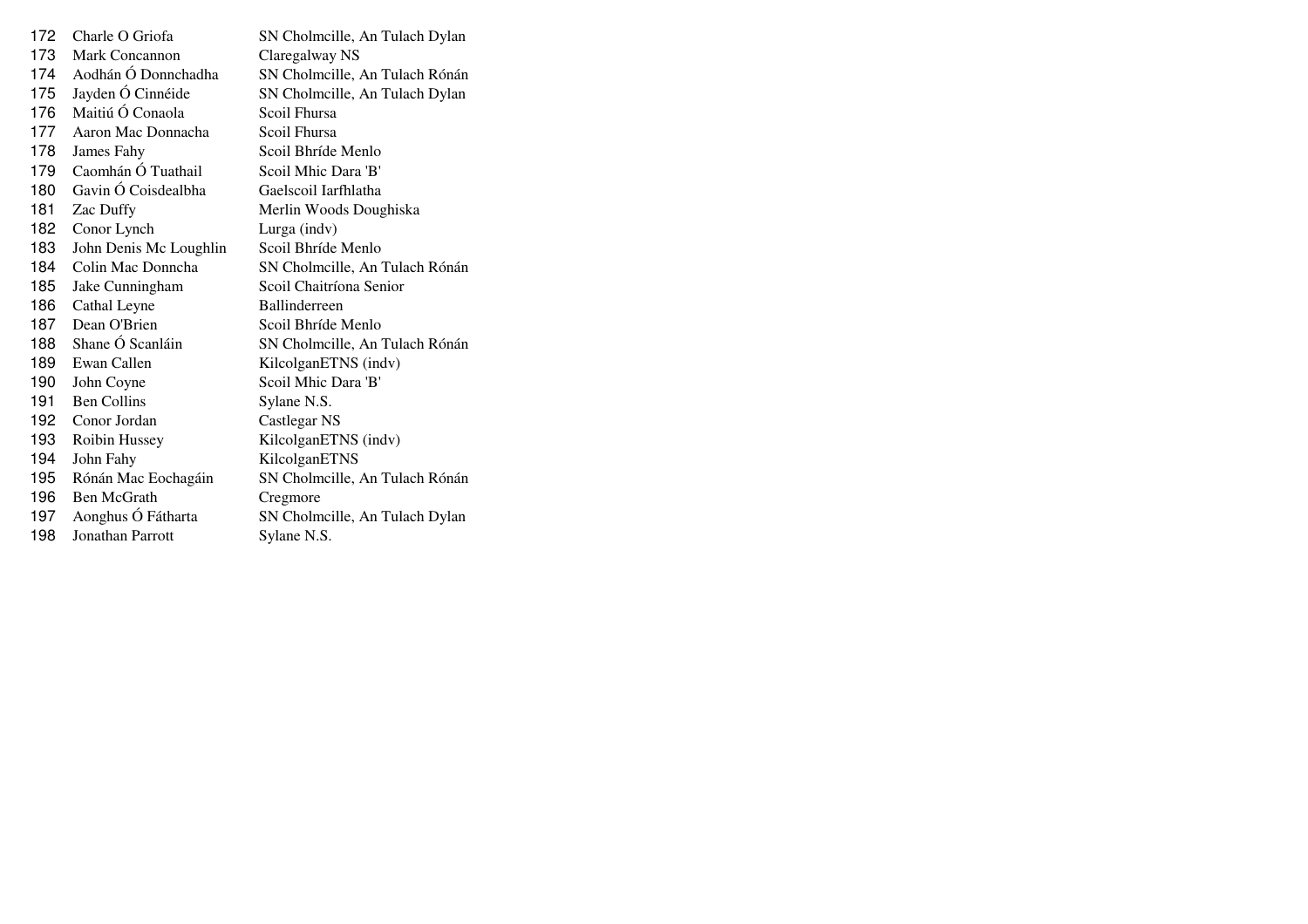| | | |
|---|---|---|
| 172 | Charle O Griofa | SN Cholmcille, An Tulach Dylan |
| 173 | Mark Concannon | Claregalway NS |
| 174 | Aodhán Ó Donnchadha | SN Cholmcille, An Tulach Rónán |
| 175 | Jayden Ó Cinnéide | SN Cholmcille, An Tulach Dylan |
| 176 | Maitiú Ó Conaola | Scoil Fhursa |
| 177 | Aaron Mac Donnacha | Scoil Fhursa |
| 178 | James Fahy | Scoil Bhríde Menlo |
| 179 | Caomhán Ó Tuathail | Scoil Mhic Dara 'B' |
| 180 | Gavin Ó Coisdealbha | Gaelscoil Iarfhlatha |
| 181 | Zac Duffy | Merlin Woods Doughiska |
| 182 | Conor Lynch | Lurga (indv) |
| 183 | John Denis Mc Loughlin | Scoil Bhríde Menlo |
| 184 | Colin Mac Donncha | SN Cholmcille, An Tulach Rónán |
| 185 | Jake Cunningham | Scoil Chaitríona Senior |
| 186 | Cathal Leyne | Ballinderreen |
| 187 | Dean O'Brien | Scoil Bhríde Menlo |
| 188 | Shane Ó Scanláin | SN Cholmcille, An Tulach Rónán |
| 189 | Ewan Callen | KilcolganETNS (indv) |
| 190 | John Coyne | Scoil Mhic Dara 'B' |
| 191 | Ben Collins | Sylane N.S. |
| 192 | Conor Jordan | Castlegar NS |
| 193 | Roibin Hussey | KilcolganETNS (indv) |
| 194 | John Fahy | KilcolganETNS |
| 195 | Rónán Mac Eochagáin | SN Cholmcille, An Tulach Rónán |
| 196 | Ben McGrath | Cregmore |
| 197 | Aonghus Ó Fátharta | SN Cholmcille, An Tulach Dylan |
| 198 | Jonathan Parrott | Sylane N.S. |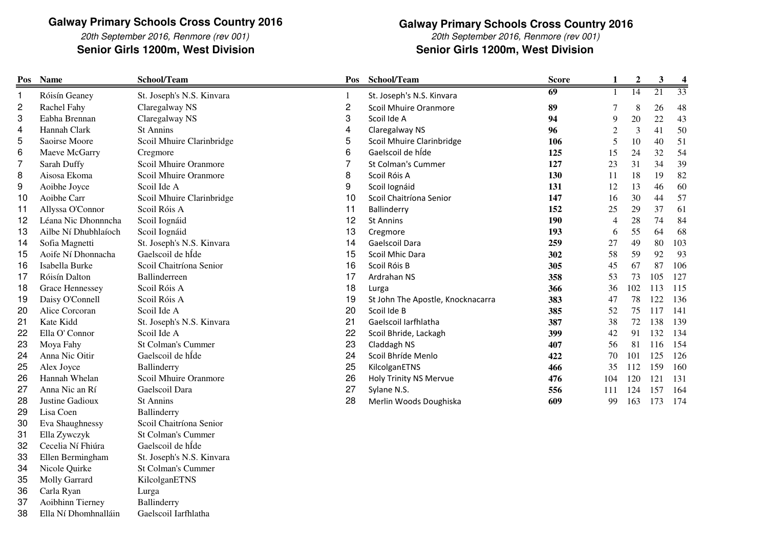# Galway Primary Schools Cross Country 2016

*20th September 2016, Renmore (rev 001)*

**Senior Girls 1200m, West Division**

| Pos | Name | School/Team |
|---|---|---|
| 1 | Róisín Geaney | St. Joseph's N.S. Kinvara |
| 2 | Rachel Fahy | Claregalway NS |
| 3 | Eabha Brennan | Claregalway NS |
| 4 | Hannah Clark | St Annins |
| 5 | Saoirse Moore | Scoil Mhuire Clarinbridge |
| 6 | Maeve McGarry | Cregmore |
| 7 | Sarah Duffy | Scoil Mhuire Oranmore |
| 8 | Aisosa Ekoma | Scoil Mhuire Oranmore |
| 9 | Aoibhe Joyce | Scoil Ide A |
| 10 | Aoibhe Carr | Scoil Mhuire Clarinbridge |
| 11 | Allyssa O'Connor | Scoil Róis A |
| 12 | Léana Nic Dhonnncha | Scoil Iognáid |
| 13 | Ailbe Ní Dhubhlaíoch | Scoil Iognáid |
| 14 | Sofia Magnetti | St. Joseph's N.S. Kinvara |
| 15 | Aoife Ní Dhonnacha | Gaelscoil de hÍde |
| 16 | Isabella Burke | Scoil Chaitríona Senior |
| 17 | Róisín Dalton | Ballinderreen |
| 18 | Grace Hennessey | Scoil Róis A |
| 19 | Daisy O'Connell | Scoil Róis A |
| 20 | Alice Corcoran | Scoil Ide A |
| 21 | Kate Kidd | St. Joseph's N.S. Kinvara |
| 22 | Ella O' Connor | Scoil Ide A |
| 23 | Moya Fahy | St Colman's Cummer |
| 24 | Anna Nic Oitir | Gaelscoil de hÍde |
| 25 | Alex Joyce | Ballinderry |
| 26 | Hannah Whelan | Scoil Mhuire Oranmore |
| 27 | Anna Nic an Rí | Gaelscoil Dara |
| 28 | Justine Gadioux | St Annins |
| 29 | Lisa Coen | Ballinderry |
| 30 | Eva Shaughnessy | Scoil Chaitríona Senior |
| 31 | Ella Zywczyk | St Colman's Cummer |
| 32 | Cecelia Ní Fhiúra | Gaelscoil de hÍde |
| 33 | Ellen Bermingham | St. Joseph's N.S. Kinvara |
| 34 | Nicole Quirke | St Colman's Cummer |
| 35 | Molly Garrard | KilcolganETNS |
| 36 | Carla Ryan | Lurga |
| 37 | Aoibhinn Tierney | Ballinderry |
| 38 | Ella Ní Dhomhnalláin | Gaelscoil Iarfhlatha |

# Galway Primary Schools Cross Country 2016

*20th September 2016, Renmore (rev 001)*

**Senior Girls 1200m, West Division**

| Pos | School/Team | Score | 1 | 2 | 3 | 4 |
|---|---|---|---|---|---|---|
| 1 | St. Joseph's N.S. Kinvara | **69** | 1 | 14 | 21 | 33 |
| 2 | Scoil Mhuire Oranmore | **89** | 7 | 8 | 26 | 48 |
| 3 | Scoil Ide A | **94** | 9 | 20 | 22 | 43 |
| 4 | Claregalway NS | **96** | 2 | 3 | 41 | 50 |
| 5 | Scoil Mhuire Clarinbridge | **106** | 5 | 10 | 40 | 51 |
| 6 | Gaelscoil de hÍde | **125** | 15 | 24 | 32 | 54 |
| 7 | St Colman's Cummer | **127** | 23 | 31 | 34 | 39 |
| 8 | Scoil Róis A | **130** | 11 | 18 | 19 | 82 |
| 9 | Scoil Iognáid | **131** | 12 | 13 | 46 | 60 |
| 10 | Scoil Chaitríona Senior | **147** | 16 | 30 | 44 | 57 |
| 11 | Ballinderry | **152** | 25 | 29 | 37 | 61 |
| 12 | St Annins | **190** | 4 | 28 | 74 | 84 |
| 13 | Cregmore | **193** | 6 | 55 | 64 | 68 |
| 14 | Gaelscoil Dara | **259** | 27 | 49 | 80 | 103 |
| 15 | Scoil Mhic Dara | **302** | 58 | 59 | 92 | 93 |
| 16 | Scoil Róis B | **305** | 45 | 67 | 87 | 106 |
| 17 | Ardrahan NS | **358** | 53 | 73 | 105 | 127 |
| 18 | Lurga | **366** | 36 | 102 | 113 | 115 |
| 19 | St John The Apostle, Knocknacarra | **383** | 47 | 78 | 122 | 136 |
| 20 | Scoil Ide B | **385** | 52 | 75 | 117 | 141 |
| 21 | Gaelscoil Iarfhlatha | **387** | 38 | 72 | 138 | 139 |
| 22 | Scoil Bhride, Lackagh | **399** | 42 | 91 | 132 | 134 |
| 23 | Claddagh NS | **407** | 56 | 81 | 116 | 154 |
| 24 | Scoil Bhríde Menlo | **422** | 70 | 101 | 125 | 126 |
| 25 | KilcolganETNS | **466** | 35 | 112 | 159 | 160 |
| 26 | Holy Trinity NS Mervue | **476** | 104 | 120 | 121 | 131 |
| 27 | Sylane N.S. | **556** | 111 | 124 | 157 | 164 |
| 28 | Merlin Woods Doughiska | **609** | 99 | 163 | 173 | 174 |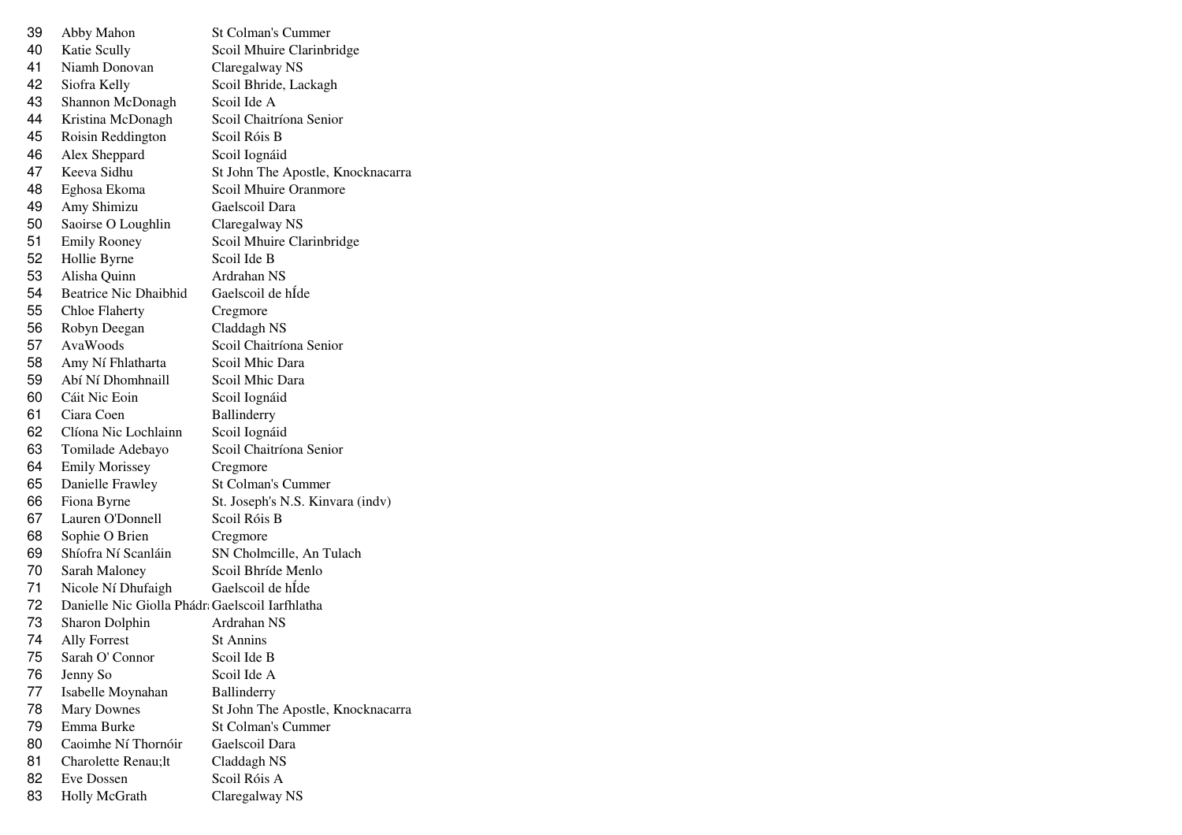| | | |
|---|---|---|
| 39 | Abby Mahon | St Colman's Cummer |
| 40 | Katie Scully | Scoil Mhuire Clarinbridge |
| 41 | Niamh Donovan | Claregalway NS |
| 42 | Siofra Kelly | Scoil Bhride, Lackagh |
| 43 | Shannon McDonagh | Scoil Ide A |
| 44 | Kristina McDonagh | Scoil Chaitríona Senior |
| 45 | Roisin Reddington | Scoil Róis B |
| 46 | Alex Sheppard | Scoil Iognáid |
| 47 | Keeva Sidhu | St John The Apostle, Knocknacarra |
| 48 | Eghosa Ekoma | Scoil Mhuire Oranmore |
| 49 | Amy Shimizu | Gaelscoil Dara |
| 50 | Saoirse O Loughlin | Claregalway NS |
| 51 | Emily Rooney | Scoil Mhuire Clarinbridge |
| 52 | Hollie Byrne | Scoil Ide B |
| 53 | Alisha Quinn | Ardrahan NS |
| 54 | Beatrice Nic Dhaibhid | Gaelscoil de hÍde |
| 55 | Chloe Flaherty | Cregmore |
| 56 | Robyn Deegan | Claddagh NS |
| 57 | AvaWoods | Scoil Chaitríona Senior |
| 58 | Amy Ní Fhlatharta | Scoil Mhic Dara |
| 59 | Abí Ní Dhomhnaill | Scoil Mhic Dara |
| 60 | Cáit Nic Eoin | Scoil Iognáid |
| 61 | Ciara Coen | Ballinderry |
| 62 | Clíona Nic Lochlainn | Scoil Iognáid |
| 63 | Tomilade Adebayo | Scoil Chaitríona Senior |
| 64 | Emily Morissey | Cregmore |
| 65 | Danielle Frawley | St Colman's Cummer |
| 66 | Fiona Byrne | St. Joseph's N.S. Kinvara (indv) |
| 67 | Lauren O'Donnell | Scoil Róis B |
| 68 | Sophie O Brien | Cregmore |
| 69 | Shíofra Ní Scanláin | SN Cholmcille, An Tulach |
| 70 | Sarah Maloney | Scoil Bhríde Menlo |
| 71 | Nicole Ní Dhufaigh | Gaelscoil de hÍde |
| 72 | Danielle Nic Giolla Phádr | Gaelscoil Iarfhlatha |
| 73 | Sharon Dolphin | Ardrahan NS |
| 74 | Ally Forrest | St Annins |
| 75 | Sarah O' Connor | Scoil Ide B |
| 76 | Jenny So | Scoil Ide A |
| 77 | Isabelle Moynahan | Ballinderry |
| 78 | Mary Downes | St John The Apostle, Knocknacarra |
| 79 | Emma Burke | St Colman's Cummer |
| 80 | Caoimhe Ní Thornóir | Gaelscoil Dara |
| 81 | Charolette Renau;lt | Claddagh NS |
| 82 | Eve Dossen | Scoil Róis A |
| 83 | Holly McGrath | Claregalway NS |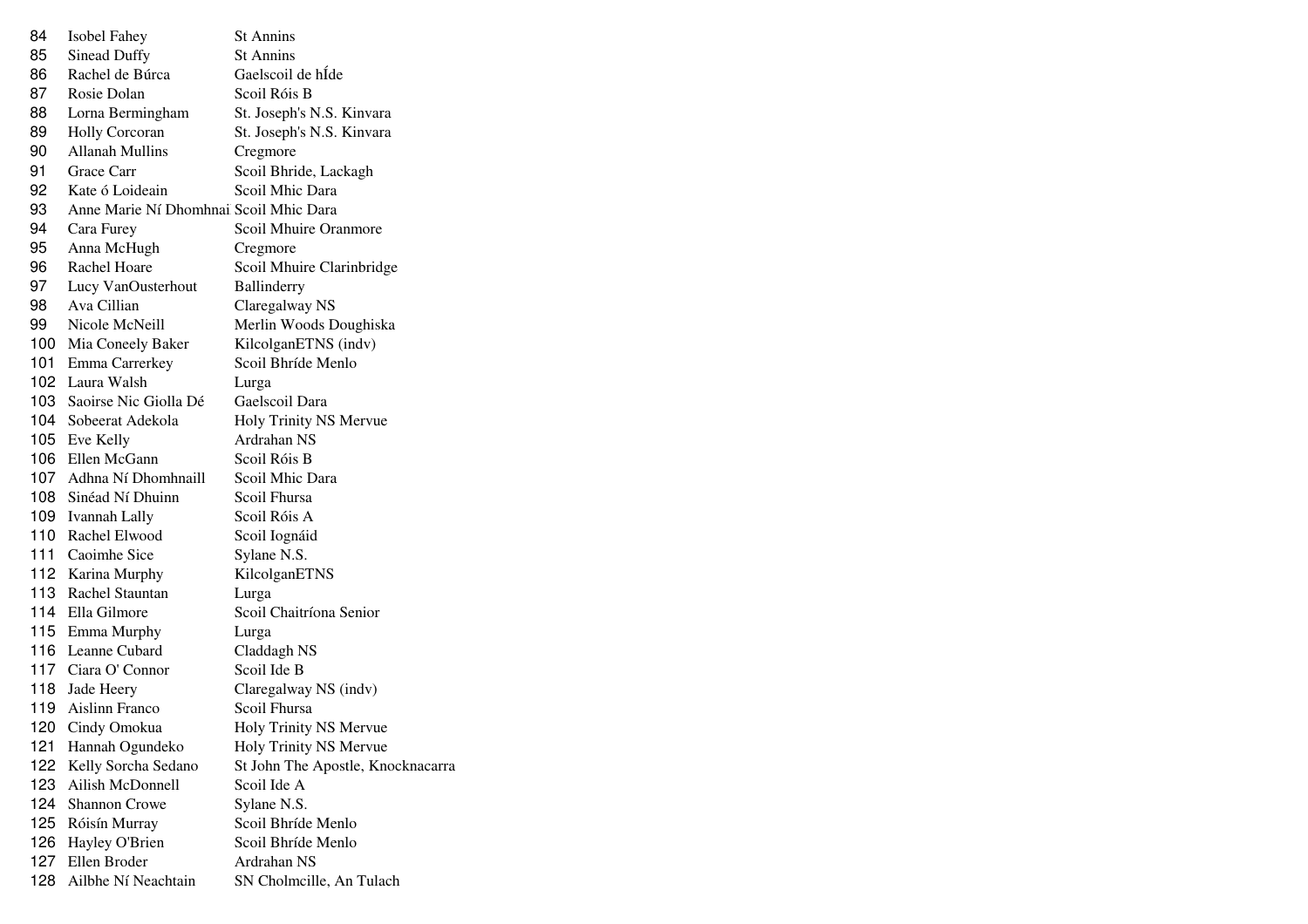| | | |
|---|---|---|
| 84 | Isobel Fahey | St Annins |
| 85 | Sinead Duffy | St Annins |
| 86 | Rachel de Búrca | Gaelscoil de hÍde |
| 87 | Rosie Dolan | Scoil Róis B |
| 88 | Lorna Bermingham | St. Joseph's N.S. Kinvara |
| 89 | Holly Corcoran | St. Joseph's N.S. Kinvara |
| 90 | Allanah Mullins | Cregmore |
| 91 | Grace Carr | Scoil Bhride, Lackagh |
| 92 | Kate ó Loideain | Scoil Mhic Dara |
| 93 | Anne Marie Ní Dhomhnai | Scoil Mhic Dara |
| 94 | Cara Furey | Scoil Mhuire Oranmore |
| 95 | Anna McHugh | Cregmore |
| 96 | Rachel Hoare | Scoil Mhuire Clarinbridge |
| 97 | Lucy VanOusterhout | Ballinderry |
| 98 | Ava Cillian | Claregalway NS |
| 99 | Nicole McNeill | Merlin Woods Doughiska |
| 100 | Mia Coneely Baker | KilcolganETNS (indv) |
| 101 | Emma Carrerkey | Scoil Bhríde Menlo |
| 102 | Laura Walsh | Lurga |
| 103 | Saoirse Nic Giolla Dé | Gaelscoil Dara |
| 104 | Sobeerat Adekola | Holy Trinity NS Mervue |
| 105 | Eve Kelly | Ardrahan NS |
| 106 | Ellen McGann | Scoil Róis B |
| 107 | Adhna Ní Dhomhnaill | Scoil Mhic Dara |
| 108 | Sinéad Ní Dhuinn | Scoil Fhursa |
| 109 | Ivannah Lally | Scoil Róis A |
| 110 | Rachel Elwood | Scoil Iognáid |
| 111 | Caoimhe Sice | Sylane N.S. |
| 112 | Karina Murphy | KilcolganETNS |
| 113 | Rachel Stauntan | Lurga |
| 114 | Ella Gilmore | Scoil Chaitríona Senior |
| 115 | Emma Murphy | Lurga |
| 116 | Leanne Cubard | Claddagh NS |
| 117 | Ciara O' Connor | Scoil Ide B |
| 118 | Jade Heery | Claregalway NS (indv) |
| 119 | Aislinn Franco | Scoil Fhursa |
| 120 | Cindy Omokua | Holy Trinity NS Mervue |
| 121 | Hannah Ogundeko | Holy Trinity NS Mervue |
| 122 | Kelly Sorcha Sedano | St John The Apostle, Knocknacarra |
| 123 | Ailish McDonnell | Scoil Ide A |
| 124 | Shannon Crowe | Sylane N.S. |
| 125 | Róisín Murray | Scoil Bhríde Menlo |
| 126 | Hayley O'Brien | Scoil Bhríde Menlo |
| 127 | Ellen Broder | Ardrahan NS |
| 128 | Ailbhe Ní Neachtain | SN Cholmcille, An Tulach |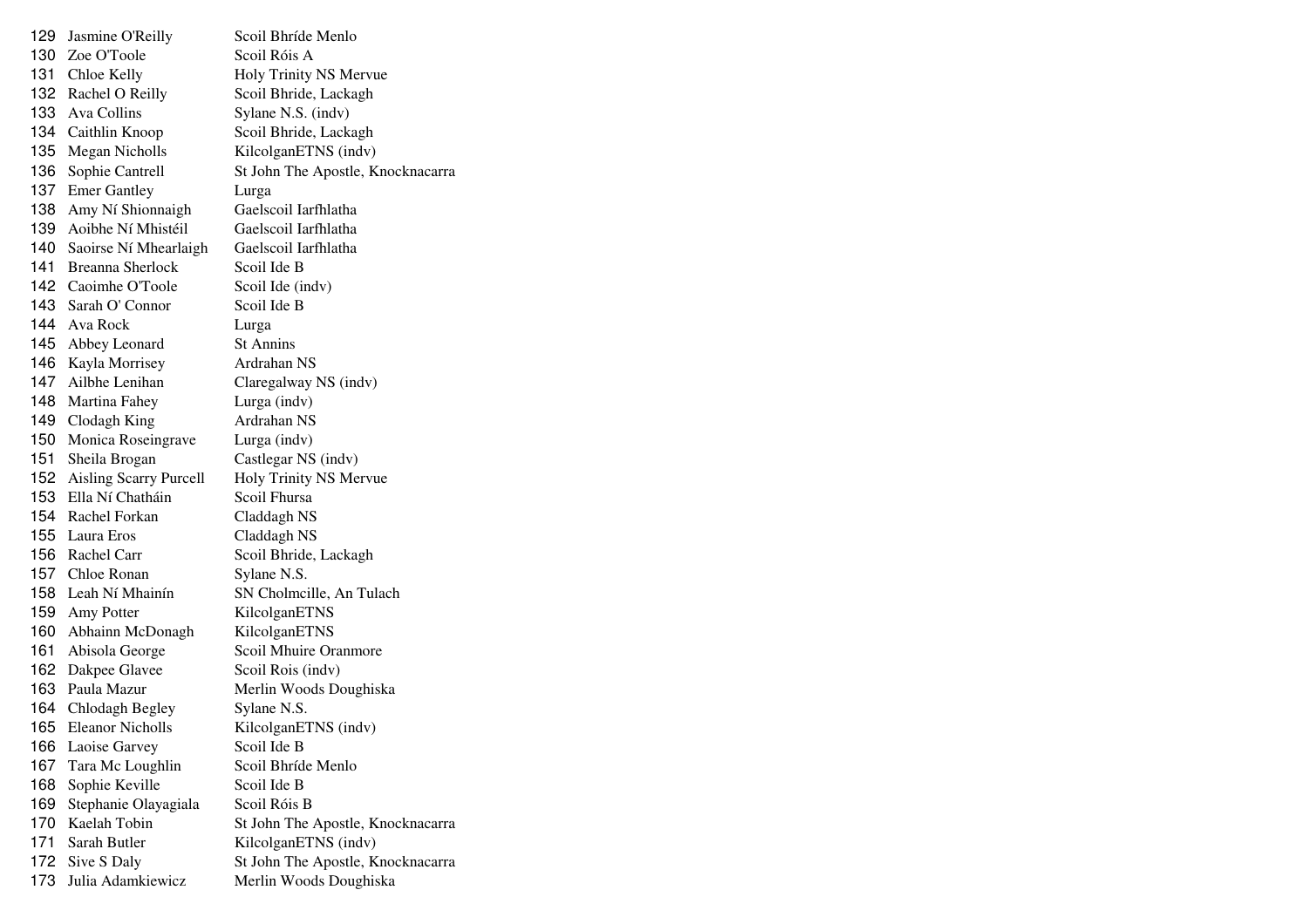| | | |
|---|---|---|
| 129 | Jasmine O'Reilly | Scoil Bhríde Menlo |
| 130 | Zoe O'Toole | Scoil Róis A |
| 131 | Chloe Kelly | Holy Trinity NS Mervue |
| 132 | Rachel O Reilly | Scoil Bhride, Lackagh |
| 133 | Ava Collins | Sylane N.S. (indv) |
| 134 | Caithlin Knoop | Scoil Bhride, Lackagh |
| 135 | Megan Nicholls | KilcolganETNS (indv) |
| 136 | Sophie Cantrell | St John The Apostle, Knocknacarra |
| 137 | Emer Gantley | Lurga |
| 138 | Amy Ní Shionnaigh | Gaelscoil Iarfhlatha |
| 139 | Aoibhe Ní Mhistéil | Gaelscoil Iarfhlatha |
| 140 | Saoirse Ní Mhearlaigh | Gaelscoil Iarfhlatha |
| 141 | Breanna Sherlock | Scoil Ide B |
| 142 | Caoimhe O'Toole | Scoil Ide (indv) |
| 143 | Sarah O' Connor | Scoil Ide B |
| 144 | Ava Rock | Lurga |
| 145 | Abbey Leonard | St Annins |
| 146 | Kayla Morrisey | Ardrahan NS |
| 147 | Ailbhe Lenihan | Claregalway NS (indv) |
| 148 | Martina Fahey | Lurga (indv) |
| 149 | Clodagh King | Ardrahan NS |
| 150 | Monica Roseingrave | Lurga (indv) |
| 151 | Sheila Brogan | Castlegar NS (indv) |
| 152 | Aisling Scarry Purcell | Holy Trinity NS Mervue |
| 153 | Ella Ní Chatháin | Scoil Fhursa |
| 154 | Rachel Forkan | Claddagh NS |
| 155 | Laura Eros | Claddagh NS |
| 156 | Rachel Carr | Scoil Bhride, Lackagh |
| 157 | Chloe Ronan | Sylane N.S. |
| 158 | Leah Ní Mhainín | SN Cholmcille, An Tulach |
| 159 | Amy Potter | KilcolganETNS |
| 160 | Abhainn McDonagh | KilcolganETNS |
| 161 | Abisola George | Scoil Mhuire Oranmore |
| 162 | Dakpee Glavee | Scoil Rois (indv) |
| 163 | Paula Mazur | Merlin Woods Doughiska |
| 164 | Chlodagh Begley | Sylane N.S. |
| 165 | Eleanor Nicholls | KilcolganETNS (indv) |
| 166 | Laoise Garvey | Scoil Ide B |
| 167 | Tara Mc Loughlin | Scoil Bhríde Menlo |
| 168 | Sophie Keville | Scoil Ide B |
| 169 | Stephanie Olayagiala | Scoil Róis B |
| 170 | Kaelah Tobin | St John The Apostle, Knocknacarra |
| 171 | Sarah Butler | KilcolganETNS (indv) |
| 172 | Sive S Daly | St John The Apostle, Knocknacarra |
| 173 | Julia Adamkiewicz | Merlin Woods Doughiska |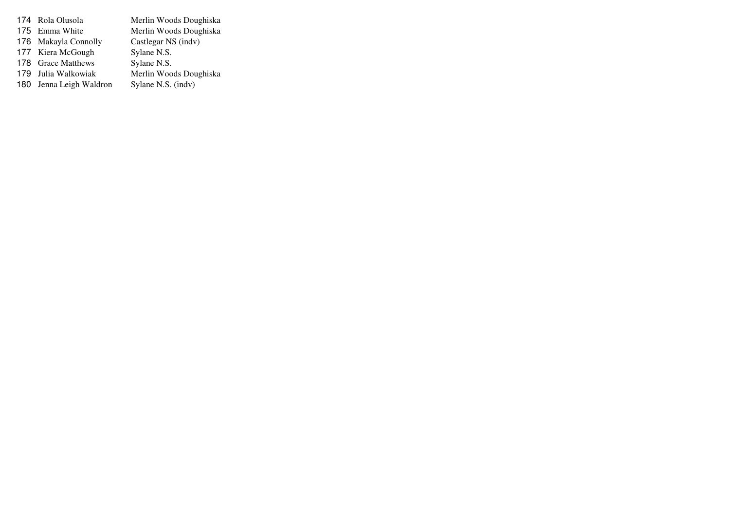| | | |
|---|---|---|
| 174 | Rola Olusola | Merlin Woods Doughiska |
| 175 | Emma White | Merlin Woods Doughiska |
| 176 | Makayla Connolly | Castlegar NS (indv) |
| 177 | Kiera McGough | Sylane N.S. |
| 178 | Grace Matthews | Sylane N.S. |
| 179 | Julia Walkowiak | Merlin Woods Doughiska |
| 180 | Jenna Leigh Waldron | Sylane N.S. (indv) |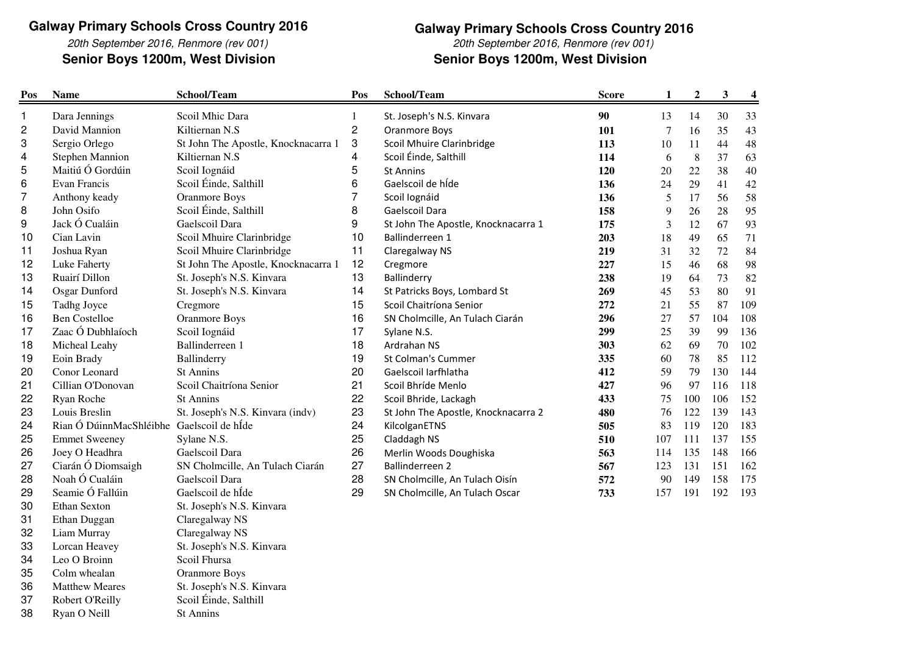## Galway Primary Schools Cross Country 2016

*20th September 2016, Renmore (rev 001)*

**Senior Boys 1200m, West Division**

| Pos | Name | School/Team |
|---|---|---|
| 1 | Dara Jennings | Scoil Mhic Dara |
| 2 | David Mannion | Kiltiernan N.S |
| 3 | Sergio Orlego | St John The Apostle, Knocknacarra 1 |
| 4 | Stephen Mannion | Kiltiernan N.S |
| 5 | Maitiú Ó Gordúin | Scoil Iognáid |
| 6 | Evan Francis | Scoil Éinde, Salthill |
| 7 | Anthony keady | Oranmore Boys |
| 8 | John Osifo | Scoil Éinde, Salthill |
| 9 | Jack Ó Cualáin | Gaelscoil Dara |
| 10 | Cian Lavin | Scoil Mhuire Clarinbridge |
| 11 | Joshua Ryan | Scoil Mhuire Clarinbridge |
| 12 | Luke Faherty | St John The Apostle, Knocknacarra 1 |
| 13 | Ruairí Dillon | St. Joseph's N.S. Kinvara |
| 14 | Osgar Dunford | St. Joseph's N.S. Kinvara |
| 15 | Tadhg Joyce | Cregmore |
| 16 | Ben Costelloe | Oranmore Boys |
| 17 | Zaac Ó Dubhlaíoch | Scoil Iognáid |
| 18 | Micheal Leahy | Ballinderreen 1 |
| 19 | Eoin Brady | Ballinderry |
| 20 | Conor Leonard | St Annins |
| 21 | Cillian O'Donovan | Scoil Chaitríona Senior |
| 22 | Ryan Roche | St Annins |
| 23 | Louis Breslin | St. Joseph's N.S. Kinvara (indv) |
| 24 | Rian Ó DúinnMacShléibhe | Gaelscoil de hÍde |
| 25 | Emmet Sweeney | Sylane N.S. |
| 26 | Joey O Headhra | Gaelscoil Dara |
| 27 | Ciarán Ó Diomsaigh | SN Cholmcille, An Tulach Ciarán |
| 28 | Noah Ó Cualáin | Gaelscoil Dara |
| 29 | Seamie Ó Fallúin | Gaelscoil de hÍde |
| 30 | Ethan Sexton | St. Joseph's N.S. Kinvara |
| 31 | Ethan Duggan | Claregalway NS |
| 32 | Liam Murray | Claregalway NS |
| 33 | Lorcan Heavey | St. Joseph's N.S. Kinvara |
| 34 | Leo O Broinn | Scoil Fhursa |
| 35 | Colm whealan | Oranmore Boys |
| 36 | Matthew Meares | St. Joseph's N.S. Kinvara |
| 37 | Robert O'Reilly | Scoil Éinde, Salthill |
| 38 | Ryan O Neill | St Annins |

## Galway Primary Schools Cross Country 2016

*20th September 2016, Renmore (rev 001)*

**Senior Boys 1200m, West Division**

| Pos | School/Team | Score | 1 | 2 | 3 | 4 |
|---|---|---|---|---|---|---|
| 1 | St. Joseph's N.S. Kinvara | **90** | 13 | 14 | 30 | 33 |
| 2 | Oranmore Boys | **101** | 7 | 16 | 35 | 43 |
| 3 | Scoil Mhuire Clarinbridge | **113** | 10 | 11 | 44 | 48 |
| 4 | Scoil Éinde, Salthill | **114** | 6 | 8 | 37 | 63 |
| 5 | St Annins | **120** | 20 | 22 | 38 | 40 |
| 6 | Gaelscoil de hÍde | **136** | 24 | 29 | 41 | 42 |
| 7 | Scoil Iognáid | **136** | 5 | 17 | 56 | 58 |
| 8 | Gaelscoil Dara | **158** | 9 | 26 | 28 | 95 |
| 9 | St John The Apostle, Knocknacarra 1 | **175** | 3 | 12 | 67 | 93 |
| 10 | Ballinderreen 1 | **203** | 18 | 49 | 65 | 71 |
| 11 | Claregalway NS | **219** | 31 | 32 | 72 | 84 |
| 12 | Cregmore | **227** | 15 | 46 | 68 | 98 |
| 13 | Ballinderry | **238** | 19 | 64 | 73 | 82 |
| 14 | St Patricks Boys, Lombard St | **269** | 45 | 53 | 80 | 91 |
| 15 | Scoil Chaitríona Senior | **272** | 21 | 55 | 87 | 109 |
| 16 | SN Cholmcille, An Tulach Ciarán | **296** | 27 | 57 | 104 | 108 |
| 17 | Sylane N.S. | **299** | 25 | 39 | 99 | 136 |
| 18 | Ardrahan NS | **303** | 62 | 69 | 70 | 102 |
| 19 | St Colman's Cummer | **335** | 60 | 78 | 85 | 112 |
| 20 | Gaelscoil Iarfhlatha | **412** | 59 | 79 | 130 | 144 |
| 21 | Scoil Bhríde Menlo | **427** | 96 | 97 | 116 | 118 |
| 22 | Scoil Bhride, Lackagh | **433** | 75 | 100 | 106 | 152 |
| 23 | St John The Apostle, Knocknacarra 2 | **480** | 76 | 122 | 139 | 143 |
| 24 | KilcolganETNS | **505** | 83 | 119 | 120 | 183 |
| 25 | Claddagh NS | **510** | 107 | 111 | 137 | 155 |
| 26 | Merlin Woods Doughiska | **563** | 114 | 135 | 148 | 166 |
| 27 | Ballinderreen 2 | **567** | 123 | 131 | 151 | 162 |
| 28 | SN Cholmcille, An Tulach Oisín | **572** | 90 | 149 | 158 | 175 |
| 29 | SN Cholmcille, An Tulach Oscar | **733** | 157 | 191 | 192 | 193 |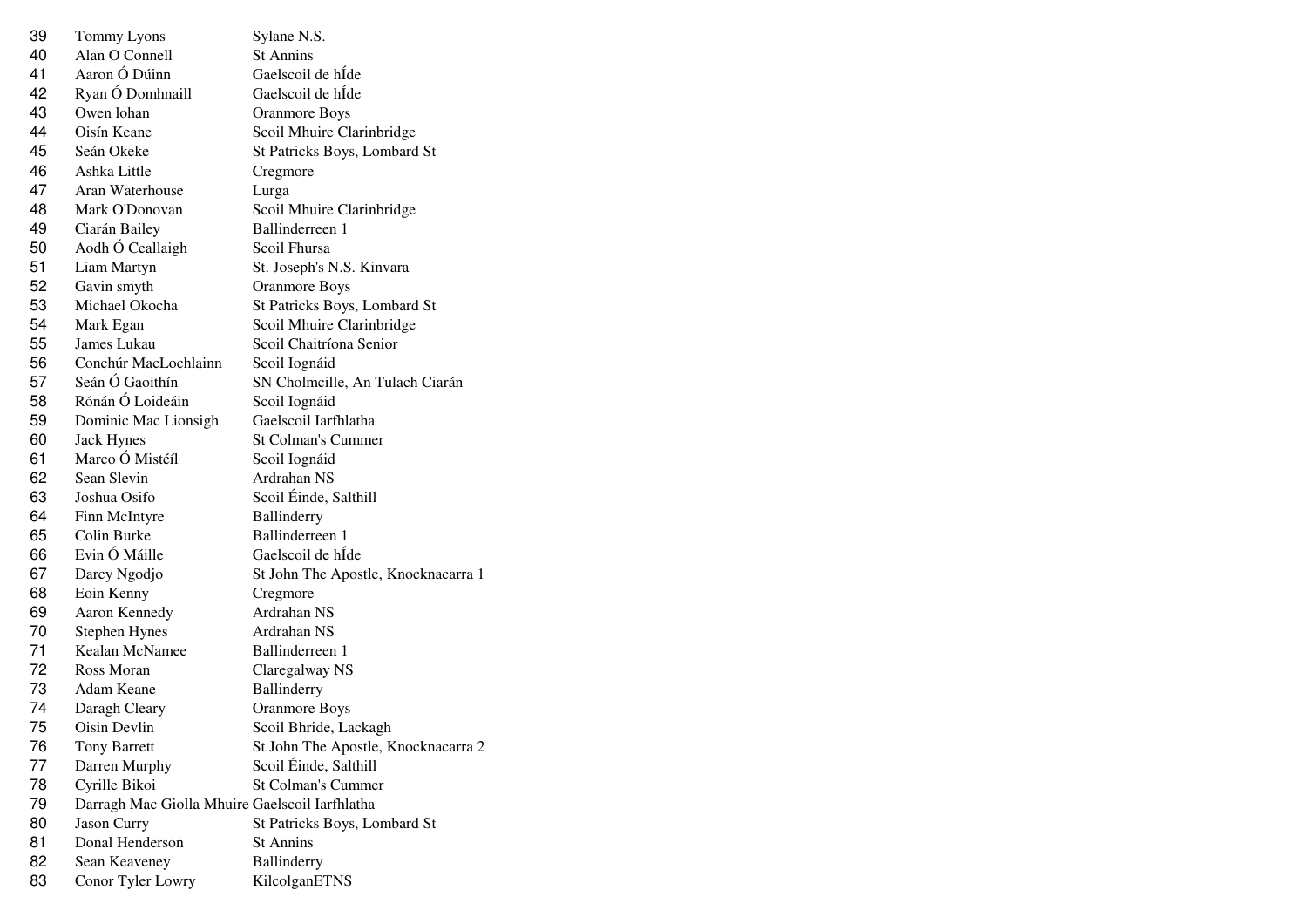| | | |
|---|---|---|
| 39 | Tommy Lyons | Sylane N.S. |
| 40 | Alan O Connell | St Annins |
| 41 | Aaron Ó Dúinn | Gaelscoil de hÍde |
| 42 | Ryan Ó Domhnaill | Gaelscoil de hÍde |
| 43 | Owen lohan | Oranmore Boys |
| 44 | Oisín Keane | Scoil Mhuire Clarinbridge |
| 45 | Seán Okeke | St Patricks Boys, Lombard St |
| 46 | Ashka Little | Cregmore |
| 47 | Aran Waterhouse | Lurga |
| 48 | Mark O'Donovan | Scoil Mhuire Clarinbridge |
| 49 | Ciarán Bailey | Ballinderreen 1 |
| 50 | Aodh Ó Ceallaigh | Scoil Fhursa |
| 51 | Liam Martyn | St. Joseph's N.S. Kinvara |
| 52 | Gavin smyth | Oranmore Boys |
| 53 | Michael Okocha | St Patricks Boys, Lombard St |
| 54 | Mark Egan | Scoil Mhuire Clarinbridge |
| 55 | James Lukau | Scoil Chaitríona Senior |
| 56 | Conchúr MacLochlainn | Scoil Iognáid |
| 57 | Seán Ó Gaoithín | SN Cholmcille, An Tulach Ciarán |
| 58 | Rónán Ó Loideáin | Scoil Iognáid |
| 59 | Dominic Mac Lionsigh | Gaelscoil Iarfhlatha |
| 60 | Jack Hynes | St Colman's Cummer |
| 61 | Marco Ó Mistéíl | Scoil Iognáid |
| 62 | Sean Slevin | Ardrahan NS |
| 63 | Joshua Osifo | Scoil Éinde, Salthill |
| 64 | Finn McIntyre | Ballinderry |
| 65 | Colin Burke | Ballinderreen 1 |
| 66 | Evin Ó Máille | Gaelscoil de hÍde |
| 67 | Darcy Ngodjo | St John The Apostle, Knocknacarra 1 |
| 68 | Eoin Kenny | Cregmore |
| 69 | Aaron Kennedy | Ardrahan NS |
| 70 | Stephen Hynes | Ardrahan NS |
| 71 | Kealan McNamee | Ballinderreen 1 |
| 72 | Ross Moran | Claregalway NS |
| 73 | Adam Keane | Ballinderry |
| 74 | Daragh Cleary | Oranmore Boys |
| 75 | Oisin Devlin | Scoil Bhride, Lackagh |
| 76 | Tony Barrett | St John The Apostle, Knocknacarra 2 |
| 77 | Darren Murphy | Scoil Éinde, Salthill |
| 78 | Cyrille Bikoi | St Colman's Cummer |
| 79 | Darragh Mac Giolla Mhuire | Gaelscoil Iarfhlatha |
| 80 | Jason Curry | St Patricks Boys, Lombard St |
| 81 | Donal Henderson | St Annins |
| 82 | Sean Keaveney | Ballinderry |
| 83 | Conor Tyler Lowry | KilcolganETNS |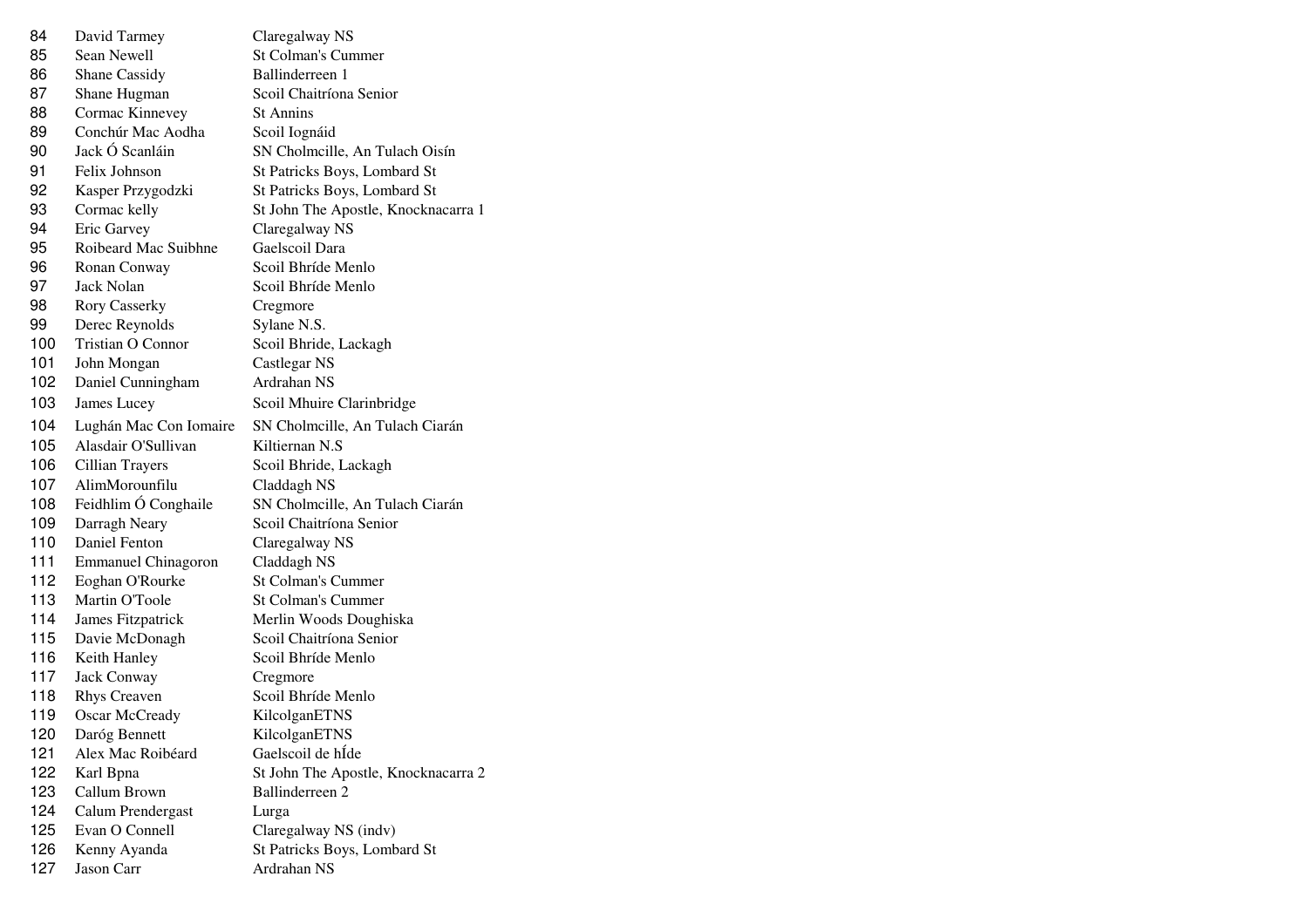| | | |
|---|---|---|
| 84 | David Tarmey | Claregalway NS |
| 85 | Sean Newell | St Colman's Cummer |
| 86 | Shane Cassidy | Ballinderreen 1 |
| 87 | Shane Hugman | Scoil Chaitríona Senior |
| 88 | Cormac Kinnevey | St Annins |
| 89 | Conchúr Mac Aodha | Scoil Iognáid |
| 90 | Jack Ó Scanláin | SN Cholmcille, An Tulach Oisín |
| 91 | Felix Johnson | St Patricks Boys, Lombard St |
| 92 | Kasper Przygodzki | St Patricks Boys, Lombard St |
| 93 | Cormac kelly | St John The Apostle, Knocknacarra 1 |
| 94 | Eric Garvey | Claregalway NS |
| 95 | Roibeard Mac Suibhne | Gaelscoil Dara |
| 96 | Ronan Conway | Scoil Bhríde Menlo |
| 97 | Jack Nolan | Scoil Bhríde Menlo |
| 98 | Rory Casserky | Cregmore |
| 99 | Derec Reynolds | Sylane N.S. |
| 100 | Tristian O Connor | Scoil Bhride, Lackagh |
| 101 | John Mongan | Castlegar NS |
| 102 | Daniel Cunningham | Ardrahan NS |
| 103 | James Lucey | Scoil Mhuire Clarinbridge |
| 104 | Lughán Mac Con Iomaire | SN Cholmcille, An Tulach Ciarán |
| 105 | Alasdair O'Sullivan | Kiltiernan N.S |
| 106 | Cillian Trayers | Scoil Bhride, Lackagh |
| 107 | AlimMorounfilu | Claddagh NS |
| 108 | Feidhlim Ó Conghaile | SN Cholmcille, An Tulach Ciarán |
| 109 | Darragh Neary | Scoil Chaitríona Senior |
| 110 | Daniel Fenton | Claregalway NS |
| 111 | Emmanuel Chinagoron | Claddagh NS |
| 112 | Eoghan O'Rourke | St Colman's Cummer |
| 113 | Martin O'Toole | St Colman's Cummer |
| 114 | James Fitzpatrick | Merlin Woods Doughiska |
| 115 | Davie McDonagh | Scoil Chaitríona Senior |
| 116 | Keith Hanley | Scoil Bhríde Menlo |
| 117 | Jack Conway | Cregmore |
| 118 | Rhys Creaven | Scoil Bhríde Menlo |
| 119 | Oscar McCready | KilcolganETNS |
| 120 | Daróg Bennett | KilcolganETNS |
| 121 | Alex Mac Roibéard | Gaelscoil de hÍde |
| 122 | Karl Bpna | St John The Apostle, Knocknacarra 2 |
| 123 | Callum Brown | Ballinderreen 2 |
| 124 | Calum Prendergast | Lurga |
| 125 | Evan O Connell | Claregalway NS (indv) |
| 126 | Kenny Ayanda | St Patricks Boys, Lombard St |
| 127 | Jason Carr | Ardrahan NS |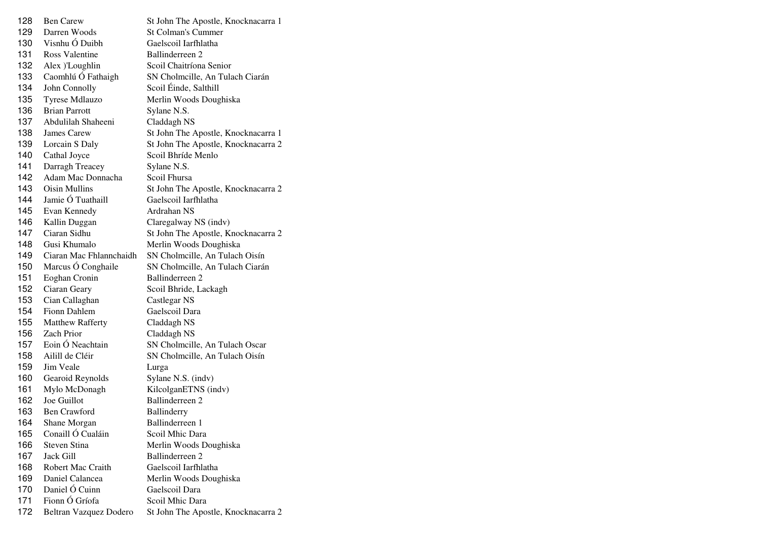| | | |
|---|---|---|
| 128 | Ben Carew | St John The Apostle, Knocknacarra 1 |
| 129 | Darren Woods | St Colman's Cummer |
| 130 | Visnhu Ó Duibh | Gaelscoil Iarfhlatha |
| 131 | Ross Valentine | Ballinderreen 2 |
| 132 | Alex )'Loughlin | Scoil Chaitríona Senior |
| 133 | Caomhlú Ó Fathaigh | SN Cholmcille, An Tulach Ciarán |
| 134 | John Connolly | Scoil Éinde, Salthill |
| 135 | Tyrese Mdlauzo | Merlin Woods Doughiska |
| 136 | Brian Parrott | Sylane N.S. |
| 137 | Abdulilah Shaheeni | Claddagh NS |
| 138 | James Carew | St John The Apostle, Knocknacarra 1 |
| 139 | Lorcain S Daly | St John The Apostle, Knocknacarra 2 |
| 140 | Cathal Joyce | Scoil Bhríde Menlo |
| 141 | Darragh Treacey | Sylane N.S. |
| 142 | Adam Mac Donnacha | Scoil Fhursa |
| 143 | Oisin Mullins | St John The Apostle, Knocknacarra 2 |
| 144 | Jamie Ó Tuathaill | Gaelscoil Iarfhlatha |
| 145 | Evan Kennedy | Ardrahan NS |
| 146 | Kallin Duggan | Claregalway NS (indv) |
| 147 | Ciaran Sidhu | St John The Apostle, Knocknacarra 2 |
| 148 | Gusi Khumalo | Merlin Woods Doughiska |
| 149 | Ciaran Mac Fhlannchaidh | SN Cholmcille, An Tulach Oisín |
| 150 | Marcus Ó Conghaile | SN Cholmcille, An Tulach Ciarán |
| 151 | Eoghan Cronin | Ballinderreen 2 |
| 152 | Ciaran Geary | Scoil Bhride, Lackagh |
| 153 | Cian Callaghan | Castlegar NS |
| 154 | Fionn Dahlem | Gaelscoil Dara |
| 155 | Matthew Rafferty | Claddagh NS |
| 156 | Zach Prior | Claddagh NS |
| 157 | Eoin Ó Neachtain | SN Cholmcille, An Tulach Oscar |
| 158 | Ailill de Cléir | SN Cholmcille, An Tulach Oisín |
| 159 | Jim Veale | Lurga |
| 160 | Gearoid Reynolds | Sylane N.S. (indv) |
| 161 | Mylo McDonagh | KilcolganETNS (indv) |
| 162 | Joe Guillot | Ballinderreen 2 |
| 163 | Ben Crawford | Ballinderry |
| 164 | Shane Morgan | Ballinderreen 1 |
| 165 | Conaill Ó Cualáin | Scoil Mhic Dara |
| 166 | Steven Stina | Merlin Woods Doughiska |
| 167 | Jack Gill | Ballinderreen 2 |
| 168 | Robert Mac Craith | Gaelscoil Iarfhlatha |
| 169 | Daniel Calancea | Merlin Woods Doughiska |
| 170 | Daniel Ó Cuinn | Gaelscoil Dara |
| 171 | Fionn Ó Gríofa | Scoil Mhic Dara |
| 172 | Beltran Vazquez Dodero | St John The Apostle, Knocknacarra 2 |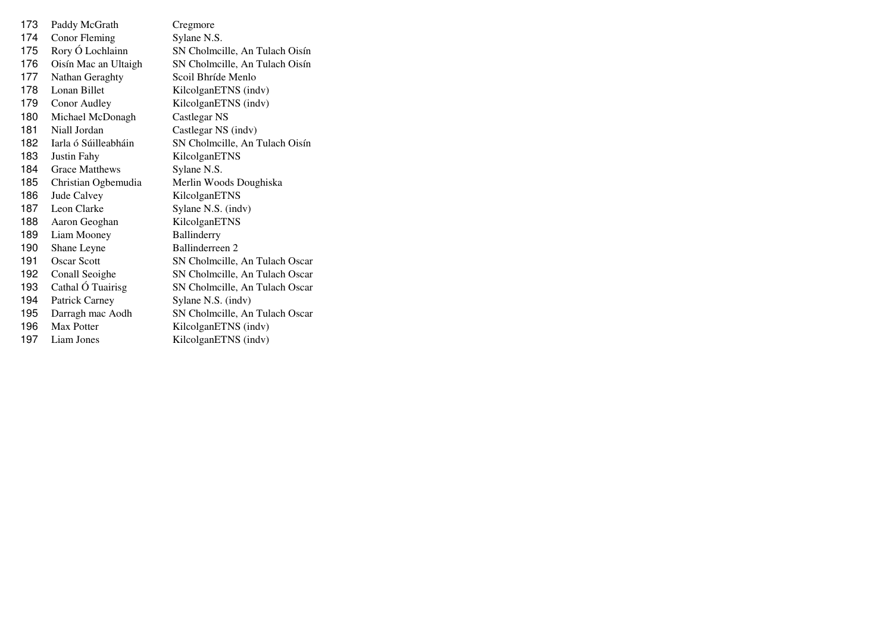| | | |
|---|---|---|
| 173 | Paddy McGrath | Cregmore |
| 174 | Conor Fleming | Sylane N.S. |
| 175 | Rory Ó Lochlainn | SN Cholmcille, An Tulach Oisín |
| 176 | Oisín Mac an Ultaigh | SN Cholmcille, An Tulach Oisín |
| 177 | Nathan Geraghty | Scoil Bhríde Menlo |
| 178 | Lonan Billet | KilcolganETNS (indv) |
| 179 | Conor Audley | KilcolganETNS (indv) |
| 180 | Michael McDonagh | Castlegar NS |
| 181 | Niall Jordan | Castlegar NS (indv) |
| 182 | Iarla ó Súilleabháin | SN Cholmcille, An Tulach Oisín |
| 183 | Justin Fahy | KilcolganETNS |
| 184 | Grace Matthews | Sylane N.S. |
| 185 | Christian Ogbemudia | Merlin Woods Doughiska |
| 186 | Jude Calvey | KilcolganETNS |
| 187 | Leon Clarke | Sylane N.S. (indv) |
| 188 | Aaron Geoghan | KilcolganETNS |
| 189 | Liam Mooney | Ballinderry |
| 190 | Shane Leyne | Ballinderreen 2 |
| 191 | Oscar Scott | SN Cholmcille, An Tulach Oscar |
| 192 | Conall Seoighe | SN Cholmcille, An Tulach Oscar |
| 193 | Cathal Ó Tuairisg | SN Cholmcille, An Tulach Oscar |
| 194 | Patrick Carney | Sylane N.S. (indv) |
| 195 | Darragh mac Aodh | SN Cholmcille, An Tulach Oscar |
| 196 | Max Potter | KilcolganETNS (indv) |
| 197 | Liam Jones | KilcolganETNS (indv) |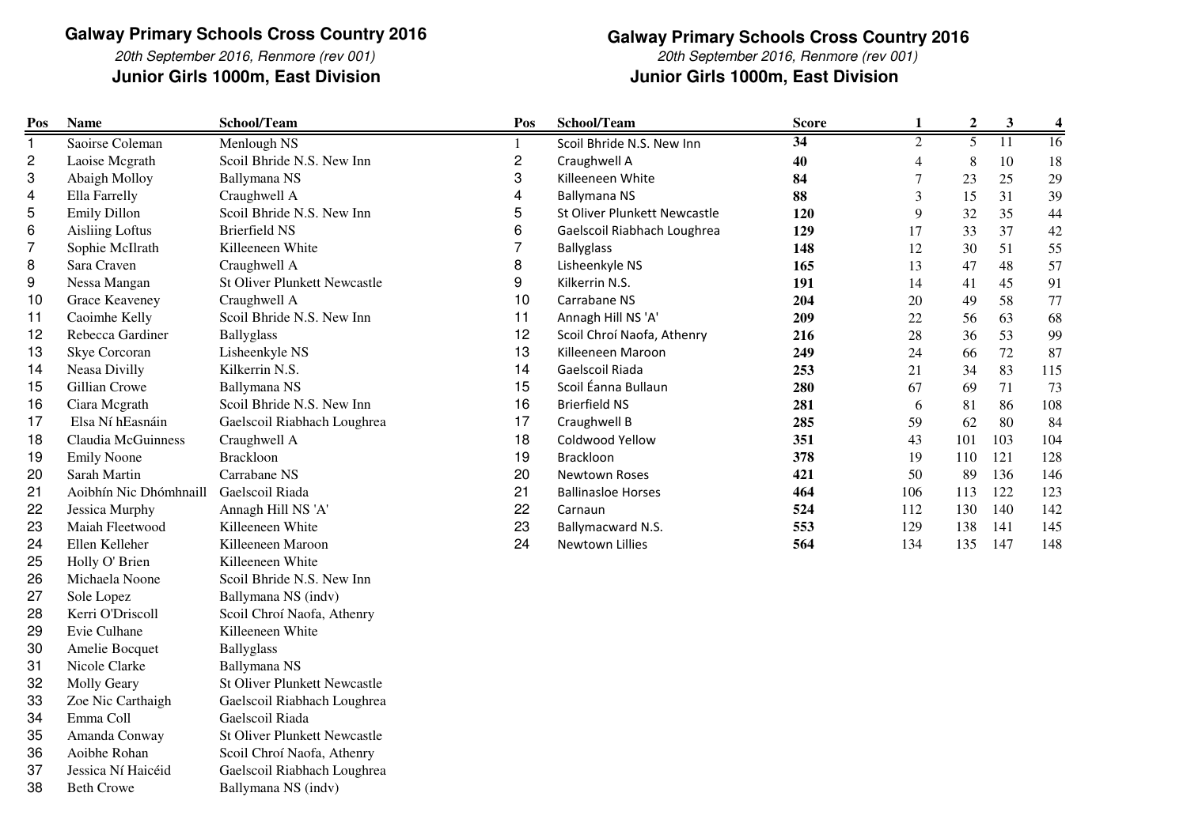**Galway Primary Schools Cross Country 2016**

*20th September 2016, Renmore (rev 001)*

**Junior Girls 1000m, East Division**

| Pos | Name | School/Team |
|---|---|---|
| 1 | Saoirse Coleman | Menlough NS |
| 2 | Laoise Mcgrath | Scoil Bhride N.S. New Inn |
| 3 | Abaigh Molloy | Ballymana NS |
| 4 | Ella Farrelly | Craughwell A |
| 5 | Emily Dillon | Scoil Bhride N.S. New Inn |
| 6 | Aisliing Loftus | Brierfield NS |
| 7 | Sophie McIlrath | Killeeneen White |
| 8 | Sara Craven | Craughwell A |
| 9 | Nessa Mangan | St Oliver Plunkett Newcastle |
| 10 | Grace Keaveney | Craughwell A |
| 11 | Caoimhe Kelly | Scoil Bhride N.S. New Inn |
| 12 | Rebecca Gardiner | Ballyglass |
| 13 | Skye Corcoran | Lisheenkyle NS |
| 14 | Neasa Divilly | Kilkerrin N.S. |
| 15 | Gillian Crowe | Ballymana NS |
| 16 | Ciara Mcgrath | Scoil Bhride N.S. New Inn |
| 17 | Elsa Ní hEasnáin | Gaelscoil Riabhach Loughrea |
| 18 | Claudia McGuinness | Craughwell A |
| 19 | Emily Noone | Brackloon |
| 20 | Sarah Martin | Carrabane NS |
| 21 | Aoibhín Nic Dhómhnaill | Gaelscoil Riada |
| 22 | Jessica Murphy | Annagh Hill NS 'A' |
| 23 | Maiah Fleetwood | Killeeneen White |
| 24 | Ellen Kelleher | Killeeneen Maroon |
| 25 | Holly O' Brien | Killeeneen White |
| 26 | Michaela Noone | Scoil Bhride N.S. New Inn |
| 27 | Sole Lopez | Ballymana NS (indv) |
| 28 | Kerri O'Driscoll | Scoil Chroí Naofa, Athenry |
| 29 | Evie Culhane | Killeeneen White |
| 30 | Amelie Bocquet | Ballyglass |
| 31 | Nicole Clarke | Ballymana NS |
| 32 | Molly Geary | St Oliver Plunkett Newcastle |
| 33 | Zoe Nic Carthaigh | Gaelscoil Riabhach Loughrea |
| 34 | Emma Coll | Gaelscoil Riada |
| 35 | Amanda Conway | St Oliver Plunkett Newcastle |
| 36 | Aoibhe Rohan | Scoil Chroí Naofa, Athenry |
| 37 | Jessica Ní Haicéid | Gaelscoil Riabhach Loughrea |
| 38 | Beth Crowe | Ballymana NS (indv) |

**Galway Primary Schools Cross Country 2016**

*20th September 2016, Renmore (rev 001)*

**Junior Girls 1000m, East Division**

| Pos | School/Team | Score | 1 | 2 | 3 | 4 |
|---|---|---|---|---|---|---|
| 1 | Scoil Bhride N.S. New Inn | **34** | 2 | 5 | 11 | 16 |
| 2 | Craughwell A | **40** | 4 | 8 | 10 | 18 |
| 3 | Killeeneen White | **84** | 7 | 23 | 25 | 29 |
| 4 | Ballymana NS | **88** | 3 | 15 | 31 | 39 |
| 5 | St Oliver Plunkett Newcastle | **120** | 9 | 32 | 35 | 44 |
| 6 | Gaelscoil Riabhach Loughrea | **129** | 17 | 33 | 37 | 42 |
| 7 | Ballyglass | **148** | 12 | 30 | 51 | 55 |
| 8 | Lisheenkyle NS | **165** | 13 | 47 | 48 | 57 |
| 9 | Kilkerrin N.S. | **191** | 14 | 41 | 45 | 91 |
| 10 | Carrabane NS | **204** | 20 | 49 | 58 | 77 |
| 11 | Annagh Hill NS 'A' | **209** | 22 | 56 | 63 | 68 |
| 12 | Scoil Chroí Naofa, Athenry | **216** | 28 | 36 | 53 | 99 |
| 13 | Killeeneen Maroon | **249** | 24 | 66 | 72 | 87 |
| 14 | Gaelscoil Riada | **253** | 21 | 34 | 83 | 115 |
| 15 | Scoil Éanna Bullaun | **280** | 67 | 69 | 71 | 73 |
| 16 | Brierfield NS | **281** | 6 | 81 | 86 | 108 |
| 17 | Craughwell B | **285** | 59 | 62 | 80 | 84 |
| 18 | Coldwood Yellow | **351** | 43 | 101 | 103 | 104 |
| 19 | Brackloon | **378** | 19 | 110 | 121 | 128 |
| 20 | Newtown Roses | **421** | 50 | 89 | 136 | 146 |
| 21 | Ballinasloe Horses | **464** | 106 | 113 | 122 | 123 |
| 22 | Carnaun | **524** | 112 | 130 | 140 | 142 |
| 23 | Ballymacward N.S. | **553** | 129 | 138 | 141 | 145 |
| 24 | Newtown Lillies | **564** | 134 | 135 | 147 | 148 |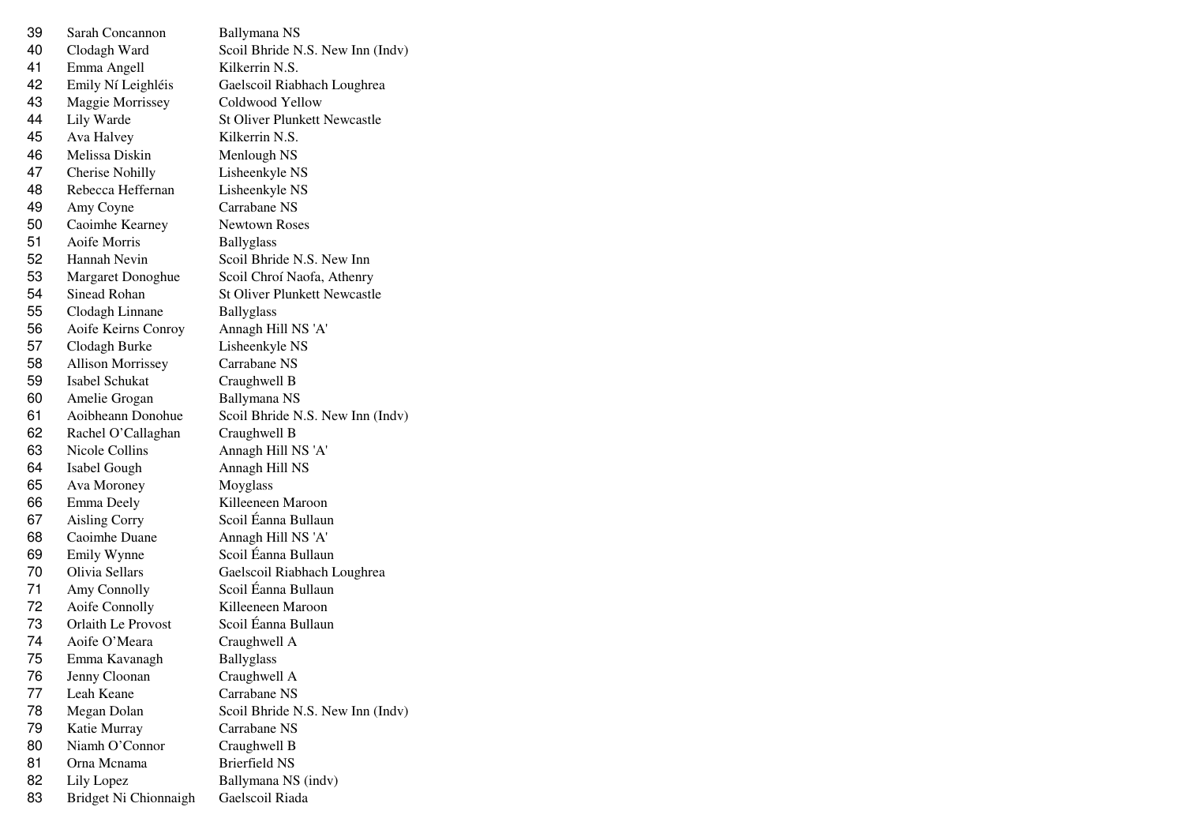| | | |
|---|---|---|
| 39 | Sarah Concannon | Ballymana NS |
| 40 | Clodagh Ward | Scoil Bhride N.S. New Inn (Indv) |
| 41 | Emma Angell | Kilkerrin N.S. |
| 42 | Emily Ní Leighléis | Gaelscoil Riabhach Loughrea |
| 43 | Maggie Morrissey | Coldwood Yellow |
| 44 | Lily Warde | St Oliver Plunkett Newcastle |
| 45 | Ava Halvey | Kilkerrin N.S. |
| 46 | Melissa Diskin | Menlough NS |
| 47 | Cherise Nohilly | Lisheenkyle NS |
| 48 | Rebecca Heffernan | Lisheenkyle NS |
| 49 | Amy Coyne | Carrabane NS |
| 50 | Caoimhe Kearney | Newtown Roses |
| 51 | Aoife Morris | Ballyglass |
| 52 | Hannah Nevin | Scoil Bhride N.S. New Inn |
| 53 | Margaret Donoghue | Scoil Chroí Naofa, Athenry |
| 54 | Sinead Rohan | St Oliver Plunkett Newcastle |
| 55 | Clodagh Linnane | Ballyglass |
| 56 | Aoife Keirns Conroy | Annagh Hill NS 'A' |
| 57 | Clodagh Burke | Lisheenkyle NS |
| 58 | Allison Morrissey | Carrabane NS |
| 59 | Isabel Schukat | Craughwell B |
| 60 | Amelie Grogan | Ballymana NS |
| 61 | Aoibheann Donohue | Scoil Bhride N.S. New Inn (Indv) |
| 62 | Rachel O'Callaghan | Craughwell B |
| 63 | Nicole Collins | Annagh Hill NS 'A' |
| 64 | Isabel Gough | Annagh Hill NS |
| 65 | Ava Moroney | Moyglass |
| 66 | Emma Deely | Killeeneen Maroon |
| 67 | Aisling Corry | Scoil Éanna Bullaun |
| 68 | Caoimhe Duane | Annagh Hill NS 'A' |
| 69 | Emily Wynne | Scoil Éanna Bullaun |
| 70 | Olivia Sellars | Gaelscoil Riabhach Loughrea |
| 71 | Amy Connolly | Scoil Éanna Bullaun |
| 72 | Aoife Connolly | Killeeneen Maroon |
| 73 | Orlaith Le Provost | Scoil Éanna Bullaun |
| 74 | Aoife O'Meara | Craughwell A |
| 75 | Emma Kavanagh | Ballyglass |
| 76 | Jenny Cloonan | Craughwell A |
| 77 | Leah Keane | Carrabane NS |
| 78 | Megan Dolan | Scoil Bhride N.S. New Inn (Indv) |
| 79 | Katie Murray | Carrabane NS |
| 80 | Niamh O'Connor | Craughwell B |
| 81 | Orna Mcnama | Brierfield NS |
| 82 | Lily Lopez | Ballymana NS (indv) |
| 83 | Bridget Ni Chionnaigh | Gaelscoil Riada |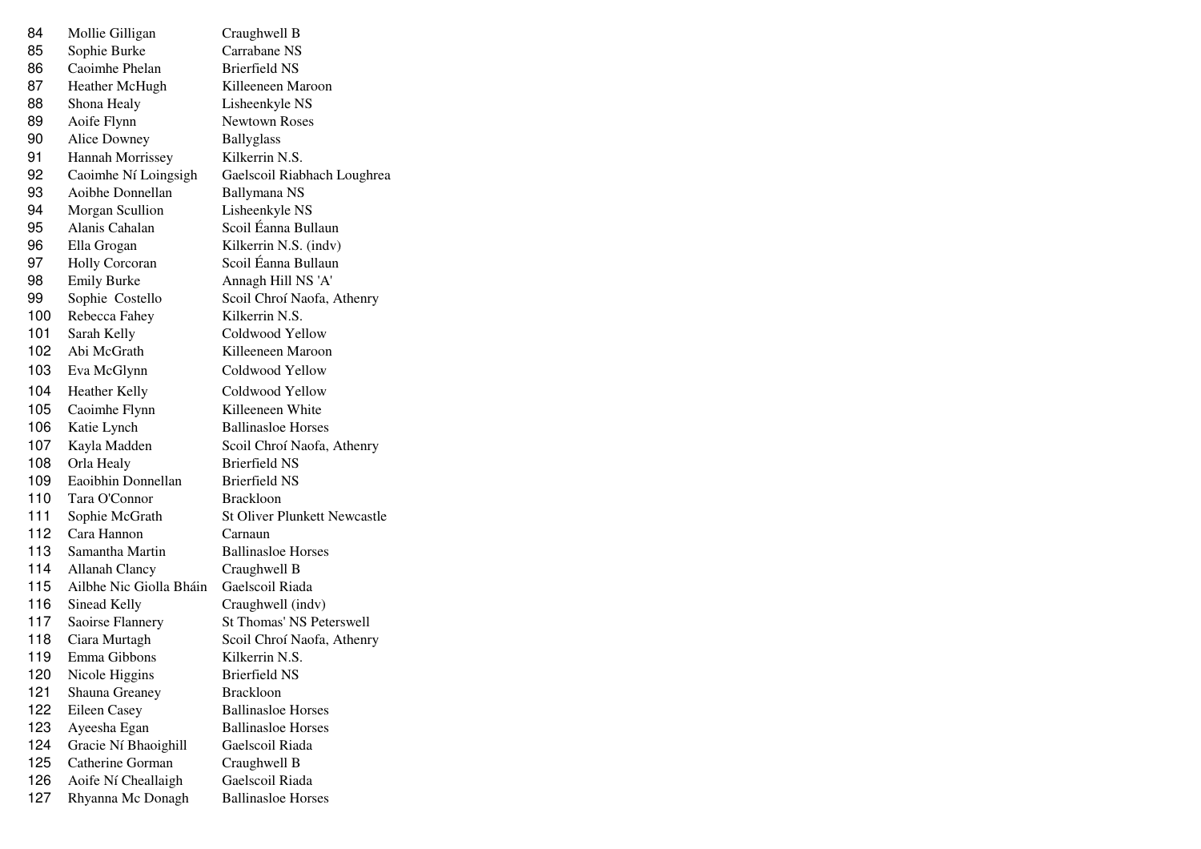| | | |
|---|---|---|
| 84 | Mollie Gilligan | Craughwell B |
| 85 | Sophie Burke | Carrabane NS |
| 86 | Caoimhe Phelan | Brierfield NS |
| 87 | Heather McHugh | Killeeneen Maroon |
| 88 | Shona Healy | Lisheenkyle NS |
| 89 | Aoife Flynn | Newtown Roses |
| 90 | Alice Downey | Ballyglass |
| 91 | Hannah Morrissey | Kilkerrin N.S. |
| 92 | Caoimhe Ní Loingsigh | Gaelscoil Riabhach Loughrea |
| 93 | Aoibhe Donnellan | Ballymana NS |
| 94 | Morgan Scullion | Lisheenkyle NS |
| 95 | Alanis Cahalan | Scoil Éanna Bullaun |
| 96 | Ella Grogan | Kilkerrin N.S. (indv) |
| 97 | Holly Corcoran | Scoil Éanna Bullaun |
| 98 | Emily Burke | Annagh Hill NS 'A' |
| 99 | Sophie Costello | Scoil Chroí Naofa, Athenry |
| 100 | Rebecca Fahey | Kilkerrin N.S. |
| 101 | Sarah Kelly | Coldwood Yellow |
| 102 | Abi McGrath | Killeeneen Maroon |
| 103 | Eva McGlynn | Coldwood Yellow |
| 104 | Heather Kelly | Coldwood Yellow |
| 105 | Caoimhe Flynn | Killeeneen White |
| 106 | Katie Lynch | Ballinasloe Horses |
| 107 | Kayla Madden | Scoil Chroí Naofa, Athenry |
| 108 | Orla Healy | Brierfield NS |
| 109 | Eaoibhin Donnellan | Brierfield NS |
| 110 | Tara O'Connor | Brackloon |
| 111 | Sophie McGrath | St Oliver Plunkett Newcastle |
| 112 | Cara Hannon | Carnaun |
| 113 | Samantha Martin | Ballinasloe Horses |
| 114 | Allanah Clancy | Craughwell B |
| 115 | Ailbhe Nic Giolla Bháin | Gaelscoil Riada |
| 116 | Sinead Kelly | Craughwell (indv) |
| 117 | Saoirse Flannery | St Thomas' NS Peterswell |
| 118 | Ciara Murtagh | Scoil Chroí Naofa, Athenry |
| 119 | Emma Gibbons | Kilkerrin N.S. |
| 120 | Nicole Higgins | Brierfield NS |
| 121 | Shauna Greaney | Brackloon |
| 122 | Eileen Casey | Ballinasloe Horses |
| 123 | Ayeesha Egan | Ballinasloe Horses |
| 124 | Gracie Ní Bhaoighill | Gaelscoil Riada |
| 125 | Catherine Gorman | Craughwell B |
| 126 | Aoife Ní Cheallaigh | Gaelscoil Riada |
| 127 | Rhyanna Mc Donagh | Ballinasloe Horses |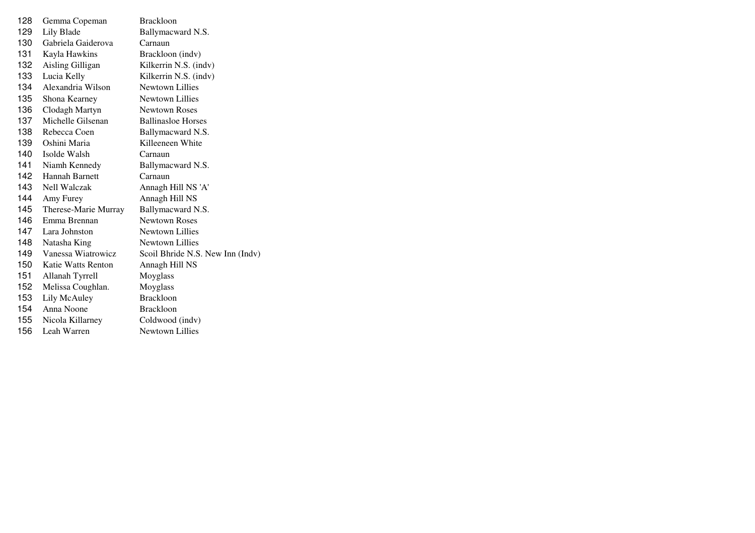| | | |
|---|---|---|
| 128 | Gemma Copeman | Brackloon |
| 129 | Lily Blade | Ballymacward N.S. |
| 130 | Gabriela Gaiderova | Carnaun |
| 131 | Kayla Hawkins | Brackloon (indv) |
| 132 | Aisling Gilligan | Kilkerrin N.S. (indv) |
| 133 | Lucia Kelly | Kilkerrin N.S. (indv) |
| 134 | Alexandria Wilson | Newtown Lillies |
| 135 | Shona Kearney | Newtown Lillies |
| 136 | Clodagh Martyn | Newtown Roses |
| 137 | Michelle Gilsenan | Ballinasloe Horses |
| 138 | Rebecca Coen | Ballymacward N.S. |
| 139 | Oshini Maria | Killeeneen White |
| 140 | Isolde Walsh | Carnaun |
| 141 | Niamh Kennedy | Ballymacward N.S. |
| 142 | Hannah Barnett | Carnaun |
| 143 | Nell Walczak | Annagh Hill NS 'A' |
| 144 | Amy Furey | Annagh Hill NS |
| 145 | Therese-Marie Murray | Ballymacward N.S. |
| 146 | Emma Brennan | Newtown Roses |
| 147 | Lara Johnston | Newtown Lillies |
| 148 | Natasha King | Newtown Lillies |
| 149 | Vanessa Wiatrowicz | Scoil Bhride N.S. New Inn (Indv) |
| 150 | Katie Watts Renton | Annagh Hill NS |
| 151 | Allanah Tyrrell | Moyglass |
| 152 | Melissa Coughlan. | Moyglass |
| 153 | Lily McAuley | Brackloon |
| 154 | Anna Noone | Brackloon |
| 155 | Nicola Killarney | Coldwood (indv) |
| 156 | Leah Warren | Newtown Lillies |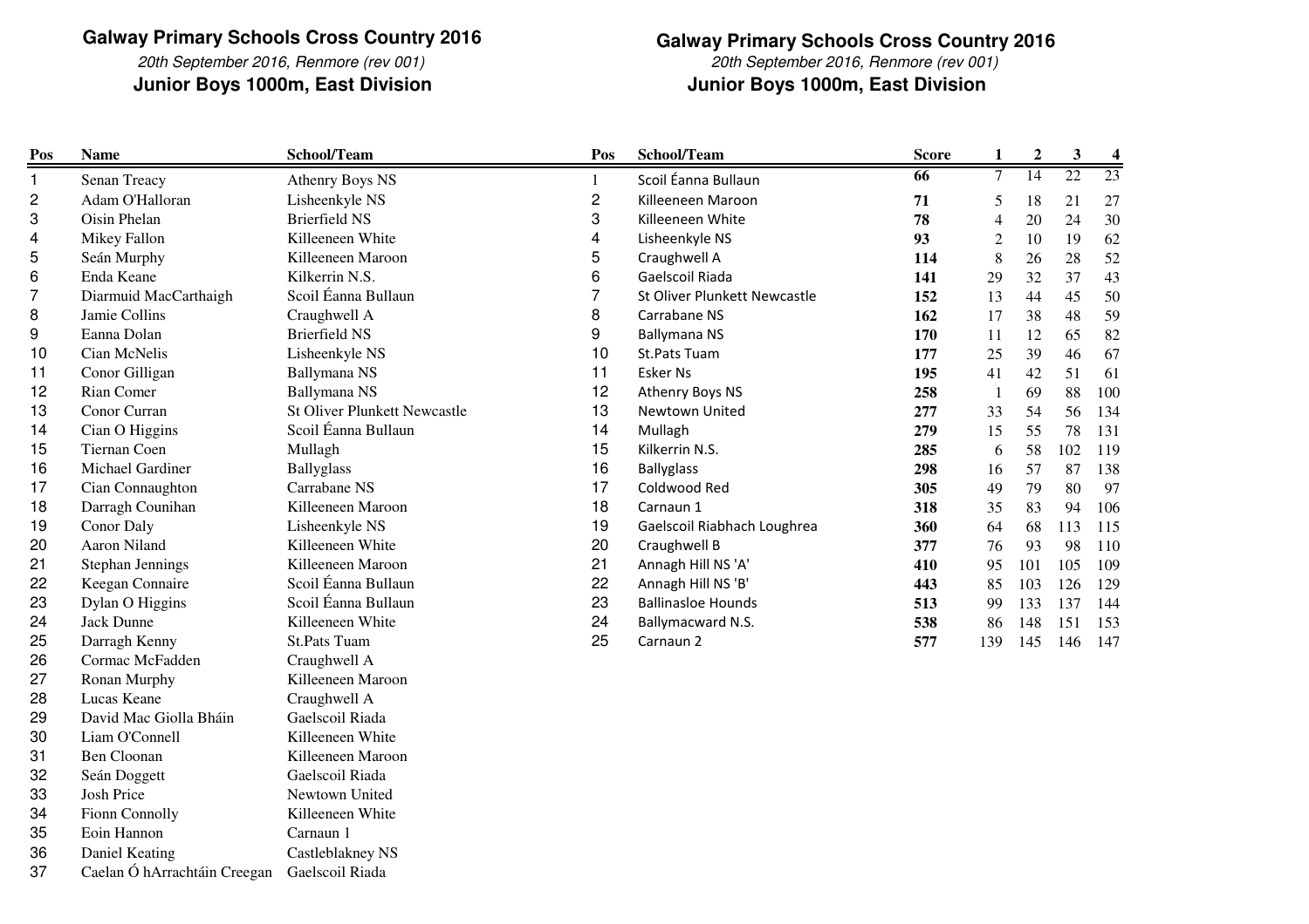## Galway Primary Schools Cross Country 2016

*20th September 2016, Renmore (rev 001)*

**Junior Boys 1000m, East Division**

| Pos | Name | School/Team |
|---|---|---|
| 1 | Senan Treacy | Athenry Boys NS |
| 2 | Adam O'Halloran | Lisheenkyle NS |
| 3 | Oisin Phelan | Brierfield NS |
| 4 | Mikey Fallon | Killeeneen White |
| 5 | Seán Murphy | Killeeneen Maroon |
| 6 | Enda Keane | Kilkerrin N.S. |
| 7 | Diarmuid MacCarthaigh | Scoil Éanna Bullaun |
| 8 | Jamie Collins | Craughwell A |
| 9 | Eanna Dolan | Brierfield NS |
| 10 | Cian McNelis | Lisheenkyle NS |
| 11 | Conor Gilligan | Ballymana NS |
| 12 | Rian Comer | Ballymana NS |
| 13 | Conor Curran | St Oliver Plunkett Newcastle |
| 14 | Cian O Higgins | Scoil Éanna Bullaun |
| 15 | Tiernan Coen | Mullagh |
| 16 | Michael Gardiner | Ballyglass |
| 17 | Cian Connaughton | Carrabane NS |
| 18 | Darragh Counihan | Killeeneen Maroon |
| 19 | Conor Daly | Lisheenkyle NS |
| 20 | Aaron Niland | Killeeneen White |
| 21 | Stephan Jennings | Killeeneen Maroon |
| 22 | Keegan Connaire | Scoil Éanna Bullaun |
| 23 | Dylan O Higgins | Scoil Éanna Bullaun |
| 24 | Jack Dunne | Killeeneen White |
| 25 | Darragh Kenny | St.Pats Tuam |
| 26 | Cormac McFadden | Craughwell A |
| 27 | Ronan Murphy | Killeeneen Maroon |
| 28 | Lucas Keane | Craughwell A |
| 29 | David Mac Giolla Bháin | Gaelscoil Riada |
| 30 | Liam O'Connell | Killeeneen White |
| 31 | Ben Cloonan | Killeeneen Maroon |
| 32 | Seán Doggett | Gaelscoil Riada |
| 33 | Josh Price | Newtown United |
| 34 | Fionn Connolly | Killeeneen White |
| 35 | Eoin Hannon | Carnaun 1 |
| 36 | Daniel Keating | Castleblakney NS |
| 37 | Caelan Ó hArrachtáin Creegan | Gaelscoil Riada |

## Galway Primary Schools Cross Country 2016

*20th September 2016, Renmore (rev 001)*

**Junior Boys 1000m, East Division**

| Pos | School/Team | Score | 1 | 2 | 3 | 4 |
|---|---|---|---|---|---|---|
| 1 | Scoil Éanna Bullaun | **66** | 7 | 14 | 22 | 23 |
| 2 | Killeeneen Maroon | **71** | 5 | 18 | 21 | 27 |
| 3 | Killeeneen White | **78** | 4 | 20 | 24 | 30 |
| 4 | Lisheenkyle NS | **93** | 2 | 10 | 19 | 62 |
| 5 | Craughwell A | **114** | 8 | 26 | 28 | 52 |
| 6 | Gaelscoil Riada | **141** | 29 | 32 | 37 | 43 |
| 7 | St Oliver Plunkett Newcastle | **152** | 13 | 44 | 45 | 50 |
| 8 | Carrabane NS | **162** | 17 | 38 | 48 | 59 |
| 9 | Ballymana NS | **170** | 11 | 12 | 65 | 82 |
| 10 | St.Pats Tuam | **177** | 25 | 39 | 46 | 67 |
| 11 | Esker Ns | **195** | 41 | 42 | 51 | 61 |
| 12 | Athenry Boys NS | **258** | 1 | 69 | 88 | 100 |
| 13 | Newtown United | **277** | 33 | 54 | 56 | 134 |
| 14 | Mullagh | **279** | 15 | 55 | 78 | 131 |
| 15 | Kilkerrin N.S. | **285** | 6 | 58 | 102 | 119 |
| 16 | Ballyglass | **298** | 16 | 57 | 87 | 138 |
| 17 | Coldwood Red | **305** | 49 | 79 | 80 | 97 |
| 18 | Carnaun 1 | **318** | 35 | 83 | 94 | 106 |
| 19 | Gaelscoil Riabhach Loughrea | **360** | 64 | 68 | 113 | 115 |
| 20 | Craughwell B | **377** | 76 | 93 | 98 | 110 |
| 21 | Annagh Hill NS 'A' | **410** | 95 | 101 | 105 | 109 |
| 22 | Annagh Hill NS 'B' | **443** | 85 | 103 | 126 | 129 |
| 23 | Ballinasloe Hounds | **513** | 99 | 133 | 137 | 144 |
| 24 | Ballymacward N.S. | **538** | 86 | 148 | 151 | 153 |
| 25 | Carnaun 2 | **577** | 139 | 145 | 146 | 147 |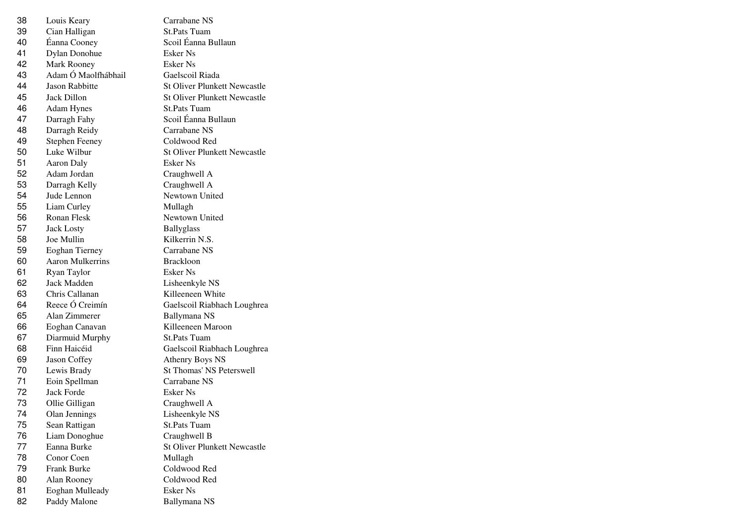| | | |
|---|---|---|
| 38 | Louis Keary | Carrabane NS |
| 39 | Cian Halligan | St.Pats Tuam |
| 40 | Éanna Cooney | Scoil Éanna Bullaun |
| 41 | Dylan Donohue | Esker Ns |
| 42 | Mark Rooney | Esker Ns |
| 43 | Adam Ó Maolfhábhail | Gaelscoil Riada |
| 44 | Jason Rabbitte | St Oliver Plunkett Newcastle |
| 45 | Jack Dillon | St Oliver Plunkett Newcastle |
| 46 | Adam Hynes | St.Pats Tuam |
| 47 | Darragh Fahy | Scoil Éanna Bullaun |
| 48 | Darragh Reidy | Carrabane NS |
| 49 | Stephen Feeney | Coldwood Red |
| 50 | Luke Wilbur | St Oliver Plunkett Newcastle |
| 51 | Aaron Daly | Esker Ns |
| 52 | Adam Jordan | Craughwell A |
| 53 | Darragh Kelly | Craughwell A |
| 54 | Jude Lennon | Newtown United |
| 55 | Liam Curley | Mullagh |
| 56 | Ronan Flesk | Newtown United |
| 57 | Jack Losty | Ballyglass |
| 58 | Joe Mullin | Kilkerrin N.S. |
| 59 | Eoghan Tierney | Carrabane NS |
| 60 | Aaron Mulkerrins | Brackloon |
| 61 | Ryan Taylor | Esker Ns |
| 62 | Jack Madden | Lisheenkyle NS |
| 63 | Chris Callanan | Killeeneen White |
| 64 | Reece Ó Creimín | Gaelscoil Riabhach Loughrea |
| 65 | Alan Zimmerer | Ballymana NS |
| 66 | Eoghan Canavan | Killeeneen Maroon |
| 67 | Diarmuid Murphy | St.Pats Tuam |
| 68 | Finn Haicéid | Gaelscoil Riabhach Loughrea |
| 69 | Jason Coffey | Athenry Boys NS |
| 70 | Lewis Brady | St Thomas' NS Peterswell |
| 71 | Eoin Spellman | Carrabane NS |
| 72 | Jack Forde | Esker Ns |
| 73 | Ollie Gilligan | Craughwell A |
| 74 | Olan Jennings | Lisheenkyle NS |
| 75 | Sean Rattigan | St.Pats Tuam |
| 76 | Liam Donoghue | Craughwell B |
| 77 | Eanna Burke | St Oliver Plunkett Newcastle |
| 78 | Conor Coen | Mullagh |
| 79 | Frank Burke | Coldwood Red |
| 80 | Alan Rooney | Coldwood Red |
| 81 | Eoghan Mulleady | Esker Ns |
| 82 | Paddy Malone | Ballymana NS |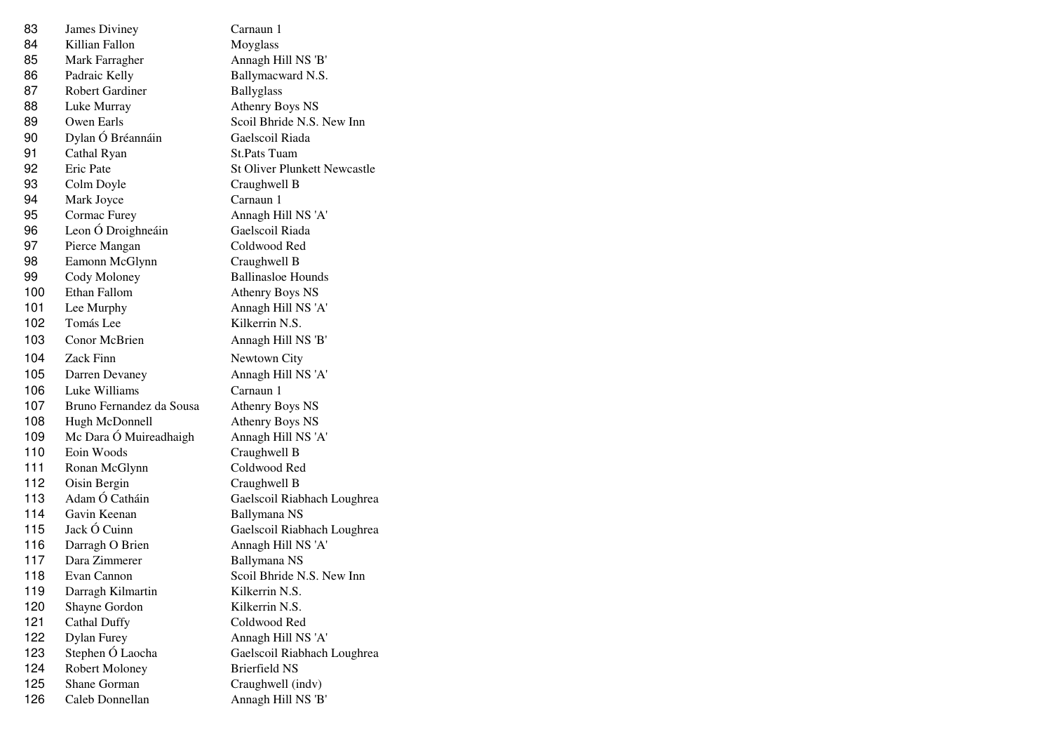| | | |
|---|---|---|
| 83 | James Diviney | Carnaun 1 |
| 84 | Killian Fallon | Moyglass |
| 85 | Mark Farragher | Annagh Hill NS 'B' |
| 86 | Padraic Kelly | Ballymacward N.S. |
| 87 | Robert Gardiner | Ballyglass |
| 88 | Luke Murray | Athenry Boys NS |
| 89 | Owen Earls | Scoil Bhride N.S. New Inn |
| 90 | Dylan Ó Bréannáin | Gaelscoil Riada |
| 91 | Cathal Ryan | St.Pats Tuam |
| 92 | Eric Pate | St Oliver Plunkett Newcastle |
| 93 | Colm Doyle | Craughwell B |
| 94 | Mark Joyce | Carnaun 1 |
| 95 | Cormac Furey | Annagh Hill NS 'A' |
| 96 | Leon Ó Droighneáin | Gaelscoil Riada |
| 97 | Pierce Mangan | Coldwood Red |
| 98 | Eamonn McGlynn | Craughwell B |
| 99 | Cody Moloney | Ballinasloe Hounds |
| 100 | Ethan Fallom | Athenry Boys NS |
| 101 | Lee Murphy | Annagh Hill NS 'A' |
| 102 | Tomás Lee | Kilkerrin N.S. |
| 103 | Conor McBrien | Annagh Hill NS 'B' |
| 104 | Zack Finn | Newtown City |
| 105 | Darren Devaney | Annagh Hill NS 'A' |
| 106 | Luke Williams | Carnaun 1 |
| 107 | Bruno Fernandez da Sousa | Athenry Boys NS |
| 108 | Hugh McDonnell | Athenry Boys NS |
| 109 | Mc Dara Ó Muireadhaigh | Annagh Hill NS 'A' |
| 110 | Eoin Woods | Craughwell B |
| 111 | Ronan McGlynn | Coldwood Red |
| 112 | Oisin Bergin | Craughwell B |
| 113 | Adam Ó Catháin | Gaelscoil Riabhach Loughrea |
| 114 | Gavin Keenan | Ballymana NS |
| 115 | Jack Ó Cuinn | Gaelscoil Riabhach Loughrea |
| 116 | Darragh O Brien | Annagh Hill NS 'A' |
| 117 | Dara Zimmerer | Ballymana NS |
| 118 | Evan Cannon | Scoil Bhride N.S. New Inn |
| 119 | Darragh Kilmartin | Kilkerrin N.S. |
| 120 | Shayne Gordon | Kilkerrin N.S. |
| 121 | Cathal Duffy | Coldwood Red |
| 122 | Dylan Furey | Annagh Hill NS 'A' |
| 123 | Stephen Ó Laocha | Gaelscoil Riabhach Loughrea |
| 124 | Robert Moloney | Brierfield NS |
| 125 | Shane Gorman | Craughwell (indv) |
| 126 | Caleb Donnellan | Annagh Hill NS 'B' |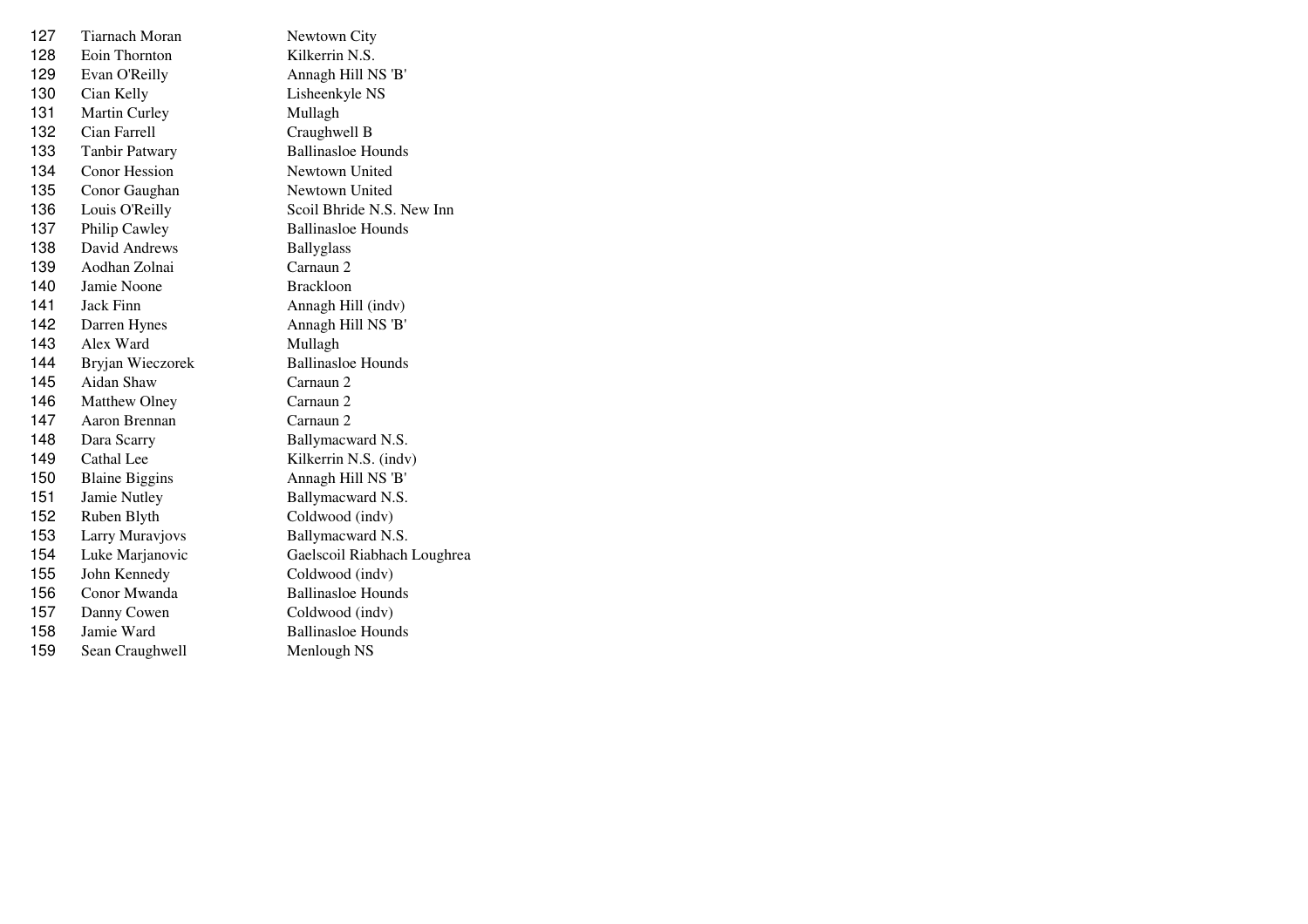| | | |
|---|---|---|
| 127 | Tiarnach Moran | Newtown City |
| 128 | Eoin Thornton | Kilkerrin N.S. |
| 129 | Evan O'Reilly | Annagh Hill NS 'B' |
| 130 | Cian Kelly | Lisheenkyle NS |
| 131 | Martin Curley | Mullagh |
| 132 | Cian Farrell | Craughwell B |
| 133 | Tanbir Patwary | Ballinasloe Hounds |
| 134 | Conor Hession | Newtown United |
| 135 | Conor Gaughan | Newtown United |
| 136 | Louis O'Reilly | Scoil Bhride N.S. New Inn |
| 137 | Philip Cawley | Ballinasloe Hounds |
| 138 | David Andrews | Ballyglass |
| 139 | Aodhan Zolnai | Carnaun 2 |
| 140 | Jamie Noone | Brackloon |
| 141 | Jack Finn | Annagh Hill (indv) |
| 142 | Darren Hynes | Annagh Hill NS 'B' |
| 143 | Alex Ward | Mullagh |
| 144 | Bryjan Wieczorek | Ballinasloe Hounds |
| 145 | Aidan Shaw | Carnaun 2 |
| 146 | Matthew Olney | Carnaun 2 |
| 147 | Aaron Brennan | Carnaun 2 |
| 148 | Dara Scarry | Ballymacward N.S. |
| 149 | Cathal Lee | Kilkerrin N.S. (indv) |
| 150 | Blaine Biggins | Annagh Hill NS 'B' |
| 151 | Jamie Nutley | Ballymacward N.S. |
| 152 | Ruben Blyth | Coldwood (indv) |
| 153 | Larry Muravjovs | Ballymacward N.S. |
| 154 | Luke Marjanovic | Gaelscoil Riabhach Loughrea |
| 155 | John Kennedy | Coldwood (indv) |
| 156 | Conor Mwanda | Ballinasloe Hounds |
| 157 | Danny Cowen | Coldwood (indv) |
| 158 | Jamie Ward | Ballinasloe Hounds |
| 159 | Sean Craughwell | Menlough NS |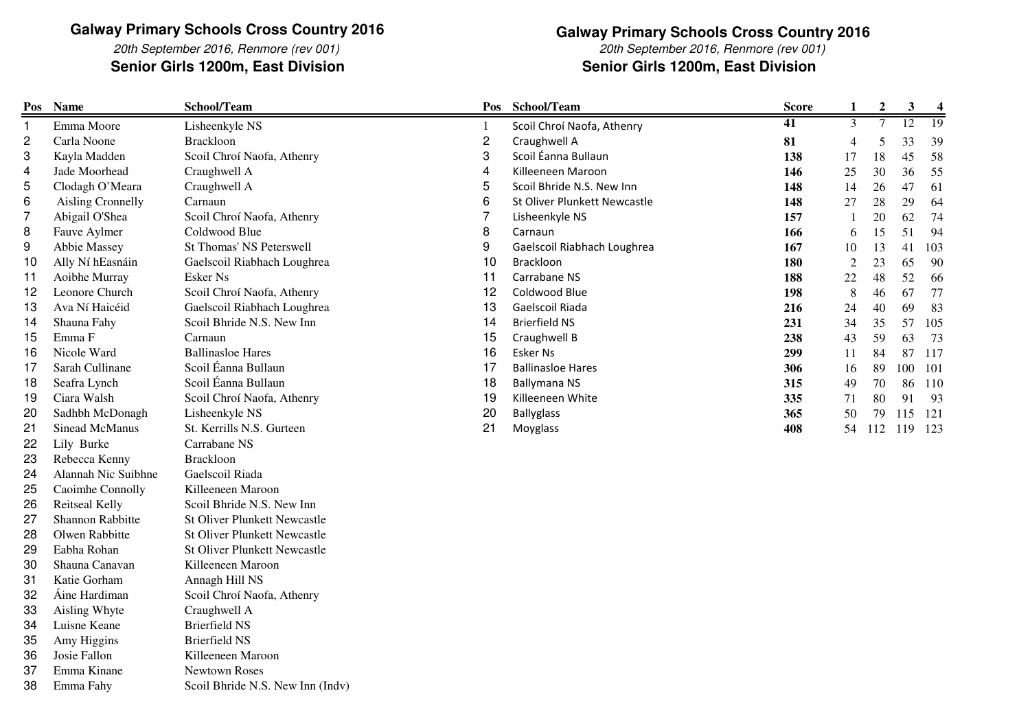## Galway Primary Schools Cross Country 2016

*20th September 2016, Renmore (rev 001)*

### Senior Girls 1200m, East Division

| Pos | Name | School/Team |
|---|---|---|
| 1 | Emma Moore | Lisheenkyle NS |
| 2 | Carla Noone | Brackloon |
| 3 | Kayla Madden | Scoil Chroí Naofa, Athenry |
| 4 | Jade Moorhead | Craughwell A |
| 5 | Clodagh O'Meara | Craughwell A |
| 6 | Aisling Cronnelly | Carnaun |
| 7 | Abigail O'Shea | Scoil Chroí Naofa, Athenry |
| 8 | Fauve Aylmer | Coldwood Blue |
| 9 | Abbie Massey | St Thomas' NS Peterswell |
| 10 | Ally Ní hEasnáin | Gaelscoil Riabhach Loughrea |
| 11 | Aoibhe Murray | Esker Ns |
| 12 | Leonore Church | Scoil Chroí Naofa, Athenry |
| 13 | Ava Ní Haicéid | Gaelscoil Riabhach Loughrea |
| 14 | Shauna Fahy | Scoil Bhride N.S. New Inn |
| 15 | Emma F | Carnaun |
| 16 | Nicole Ward | Ballinasloe Hares |
| 17 | Sarah Cullinane | Scoil Éanna Bullaun |
| 18 | Seafra Lynch | Scoil Éanna Bullaun |
| 19 | Ciara Walsh | Scoil Chroí Naofa, Athenry |
| 20 | Sadhbh McDonagh | Lisheenkyle NS |
| 21 | Sinead McManus | St. Kerrills N.S. Gurteen |
| 22 | Lily Burke | Carrabane NS |
| 23 | Rebecca Kenny | Brackloon |
| 24 | Alannah Nic Suibhne | Gaelscoil Riada |
| 25 | Caoimhe Connolly | Killeeneen Maroon |
| 26 | Reitseal Kelly | Scoil Bhride N.S. New Inn |
| 27 | Shannon Rabbitte | St Oliver Plunkett Newcastle |
| 28 | Olwen Rabbitte | St Oliver Plunkett Newcastle |
| 29 | Eabha Rohan | St Oliver Plunkett Newcastle |
| 30 | Shauna Canavan | Killeeneen Maroon |
| 31 | Katie Gorham | Annagh Hill NS |
| 32 | Áine Hardiman | Scoil Chroí Naofa, Athenry |
| 33 | Aisling Whyte | Craughwell A |
| 34 | Luisne Keane | Brierfield NS |
| 35 | Amy Higgins | Brierfield NS |
| 36 | Josie Fallon | Killeeneen Maroon |
| 37 | Emma Kinane | Newtown Roses |
| 38 | Emma Fahy | Scoil Bhride N.S. New Inn (Indv) |

## Galway Primary Schools Cross Country 2016

*20th September 2016, Renmore (rev 001)*

### Senior Girls 1200m, East Division

| Pos | School/Team | Score | 1 | 2 | 3 | 4 |
|---|---|---|---|---|---|---|
| 1 | Scoil Chroí Naofa, Athenry | **41** | 3 | 7 | 12 | 19 |
| 2 | Craughwell A | **81** | 4 | 5 | 33 | 39 |
| 3 | Scoil Éanna Bullaun | **138** | 17 | 18 | 45 | 58 |
| 4 | Killeeneen Maroon | **146** | 25 | 30 | 36 | 55 |
| 5 | Scoil Bhride N.S. New Inn | **148** | 14 | 26 | 47 | 61 |
| 6 | St Oliver Plunkett Newcastle | **148** | 27 | 28 | 29 | 64 |
| 7 | Lisheenkyle NS | **157** | 1 | 20 | 62 | 74 |
| 8 | Carnaun | **166** | 6 | 15 | 51 | 94 |
| 9 | Gaelscoil Riabhach Loughrea | **167** | 10 | 13 | 41 | 103 |
| 10 | Brackloon | **180** | 2 | 23 | 65 | 90 |
| 11 | Carrabane NS | **188** | 22 | 48 | 52 | 66 |
| 12 | Coldwood Blue | **198** | 8 | 46 | 67 | 77 |
| 13 | Gaelscoil Riada | **216** | 24 | 40 | 69 | 83 |
| 14 | Brierfield NS | **231** | 34 | 35 | 57 | 105 |
| 15 | Craughwell B | **238** | 43 | 59 | 63 | 73 |
| 16 | Esker Ns | **299** | 11 | 84 | 87 | 117 |
| 17 | Ballinasloe Hares | **306** | 16 | 89 | 100 | 101 |
| 18 | Ballymana NS | **315** | 49 | 70 | 86 | 110 |
| 19 | Killeeneen White | **335** | 71 | 80 | 91 | 93 |
| 20 | Ballyglass | **365** | 50 | 79 | 115 | 121 |
| 21 | Moyglass | **408** | 54 | 112 | 119 | 123 |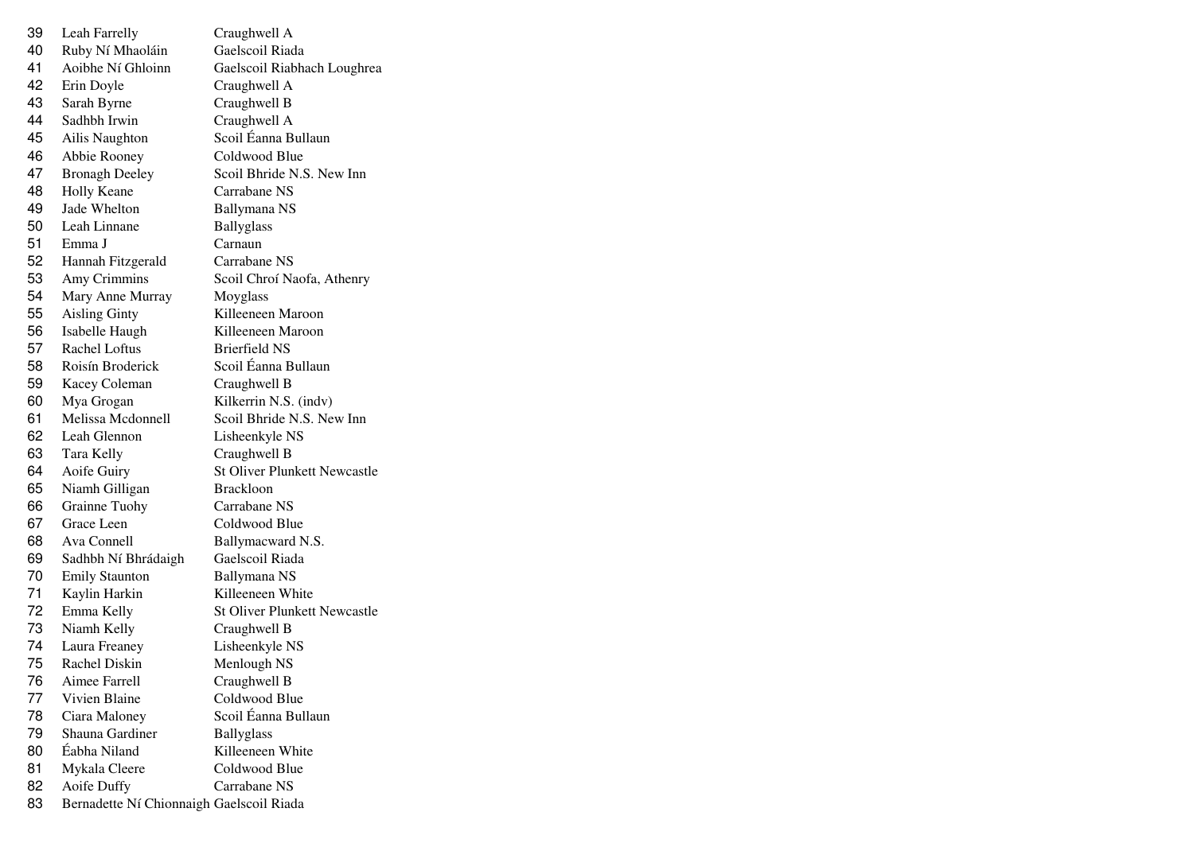| | | |
|---|---|---|
| 39 | Leah Farrelly | Craughwell A |
| 40 | Ruby Ní Mhaoláin | Gaelscoil Riada |
| 41 | Aoibhe Ní Ghloinn | Gaelscoil Riabhach Loughrea |
| 42 | Erin Doyle | Craughwell A |
| 43 | Sarah Byrne | Craughwell B |
| 44 | Sadhbh Irwin | Craughwell A |
| 45 | Ailis Naughton | Scoil Éanna Bullaun |
| 46 | Abbie Rooney | Coldwood Blue |
| 47 | Bronagh Deeley | Scoil Bhride N.S. New Inn |
| 48 | Holly Keane | Carrabane NS |
| 49 | Jade Whelton | Ballymana NS |
| 50 | Leah Linnane | Ballyglass |
| 51 | Emma J | Carnaun |
| 52 | Hannah Fitzgerald | Carrabane NS |
| 53 | Amy Crimmins | Scoil Chroí Naofa, Athenry |
| 54 | Mary Anne Murray | Moyglass |
| 55 | Aisling Ginty | Killeeneen Maroon |
| 56 | Isabelle Haugh | Killeeneen Maroon |
| 57 | Rachel Loftus | Brierfield NS |
| 58 | Roisín Broderick | Scoil Éanna Bullaun |
| 59 | Kacey Coleman | Craughwell B |
| 60 | Mya Grogan | Kilkerrin N.S. (indv) |
| 61 | Melissa Mcdonnell | Scoil Bhride N.S. New Inn |
| 62 | Leah Glennon | Lisheenkyle NS |
| 63 | Tara Kelly | Craughwell B |
| 64 | Aoife Guiry | St Oliver Plunkett Newcastle |
| 65 | Niamh Gilligan | Brackloon |
| 66 | Grainne Tuohy | Carrabane NS |
| 67 | Grace Leen | Coldwood Blue |
| 68 | Ava Connell | Ballymacward N.S. |
| 69 | Sadhbh Ní Bhrádaigh | Gaelscoil Riada |
| 70 | Emily Staunton | Ballymana NS |
| 71 | Kaylin Harkin | Killeeneen White |
| 72 | Emma Kelly | St Oliver Plunkett Newcastle |
| 73 | Niamh Kelly | Craughwell B |
| 74 | Laura Freaney | Lisheenkyle NS |
| 75 | Rachel Diskin | Menlough NS |
| 76 | Aimee Farrell | Craughwell B |
| 77 | Vivien Blaine | Coldwood Blue |
| 78 | Ciara Maloney | Scoil Éanna Bullaun |
| 79 | Shauna Gardiner | Ballyglass |
| 80 | Éabha Niland | Killeeneen White |
| 81 | Mykala Cleere | Coldwood Blue |
| 82 | Aoife Duffy | Carrabane NS |
| 83 | Bernadette Ní Chionnaigh | Gaelscoil Riada |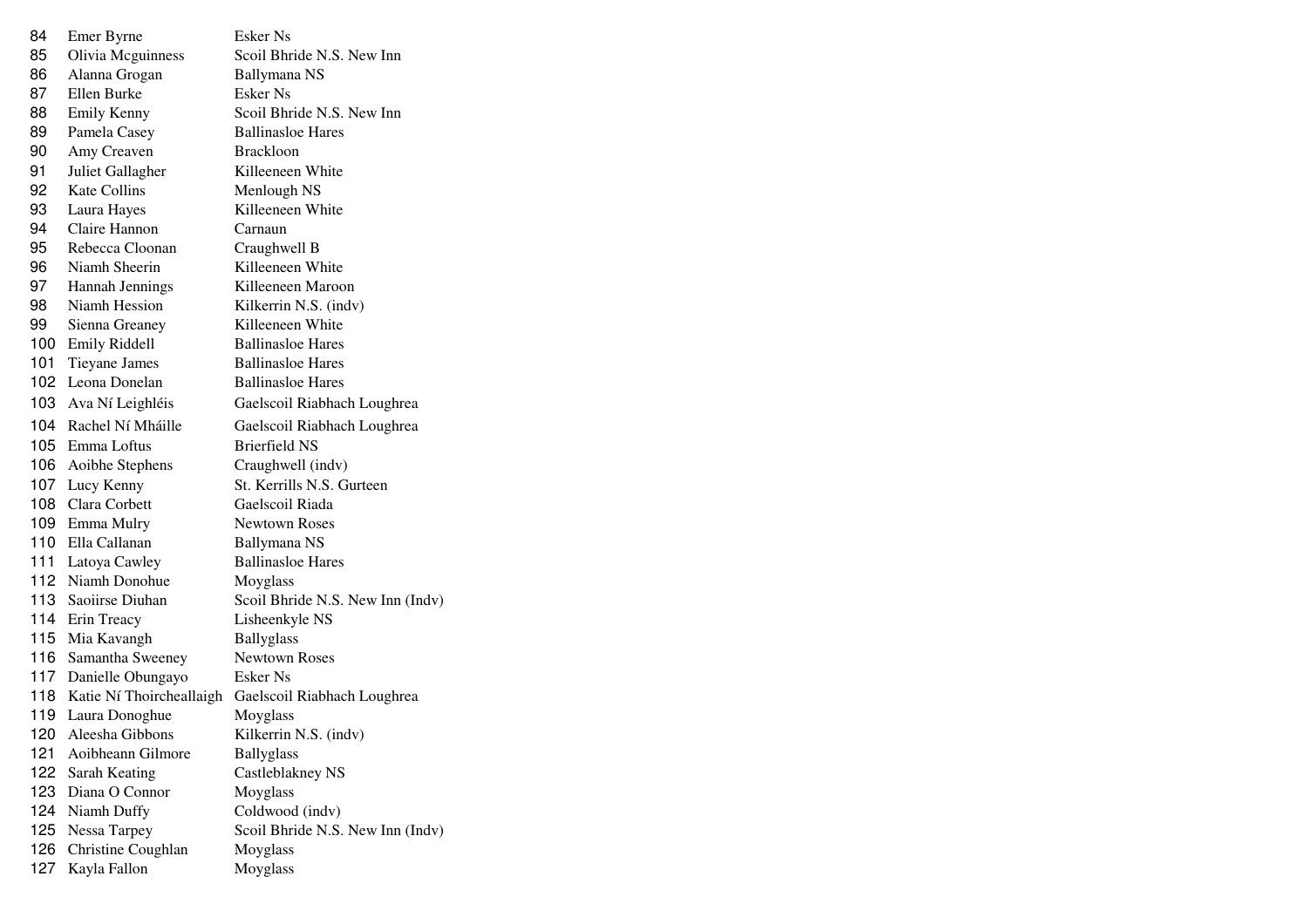| | | |
|---|---|---|
| 84 | Emer Byrne | Esker Ns |
| 85 | Olivia Mcguinness | Scoil Bhride N.S. New Inn |
| 86 | Alanna Grogan | Ballymana NS |
| 87 | Ellen Burke | Esker Ns |
| 88 | Emily Kenny | Scoil Bhride N.S. New Inn |
| 89 | Pamela Casey | Ballinasloe Hares |
| 90 | Amy Creaven | Brackloon |
| 91 | Juliet Gallagher | Killeeneen White |
| 92 | Kate Collins | Menlough NS |
| 93 | Laura Hayes | Killeeneen White |
| 94 | Claire Hannon | Carnaun |
| 95 | Rebecca Cloonan | Craughwell B |
| 96 | Niamh Sheerin | Killeeneen White |
| 97 | Hannah Jennings | Killeeneen Maroon |
| 98 | Niamh Hession | Kilkerrin N.S. (indv) |
| 99 | Sienna Greaney | Killeeneen White |
| 100 | Emily Riddell | Ballinasloe Hares |
| 101 | Tieyane James | Ballinasloe Hares |
| 102 | Leona Donelan | Ballinasloe Hares |
| 103 | Ava Ní Leighléis | Gaelscoil Riabhach Loughrea |
| 104 | Rachel Ní Mháille | Gaelscoil Riabhach Loughrea |
| 105 | Emma Loftus | Brierfield NS |
| 106 | Aoibhe Stephens | Craughwell (indv) |
| 107 | Lucy Kenny | St. Kerrills N.S. Gurteen |
| 108 | Clara Corbett | Gaelscoil Riada |
| 109 | Emma Mulry | Newtown Roses |
| 110 | Ella Callanan | Ballymana NS |
| 111 | Latoya Cawley | Ballinasloe Hares |
| 112 | Niamh Donohue | Moyglass |
| 113 | Saoiirse Diuhan | Scoil Bhride N.S. New Inn (Indv) |
| 114 | Erin Treacy | Lisheenkyle NS |
| 115 | Mia Kavangh | Ballyglass |
| 116 | Samantha Sweeney | Newtown Roses |
| 117 | Danielle Obungayo | Esker Ns |
| 118 | Katie Ní Thoircheallaigh | Gaelscoil Riabhach Loughrea |
| 119 | Laura Donoghue | Moyglass |
| 120 | Aleesha Gibbons | Kilkerrin N.S. (indv) |
| 121 | Aoibheann Gilmore | Ballyglass |
| 122 | Sarah Keating | Castleblakney NS |
| 123 | Diana O Connor | Moyglass |
| 124 | Niamh Duffy | Coldwood (indv) |
| 125 | Nessa Tarpey | Scoil Bhride N.S. New Inn (Indv) |
| 126 | Christine Coughlan | Moyglass |
| 127 | Kayla Fallon | Moyglass |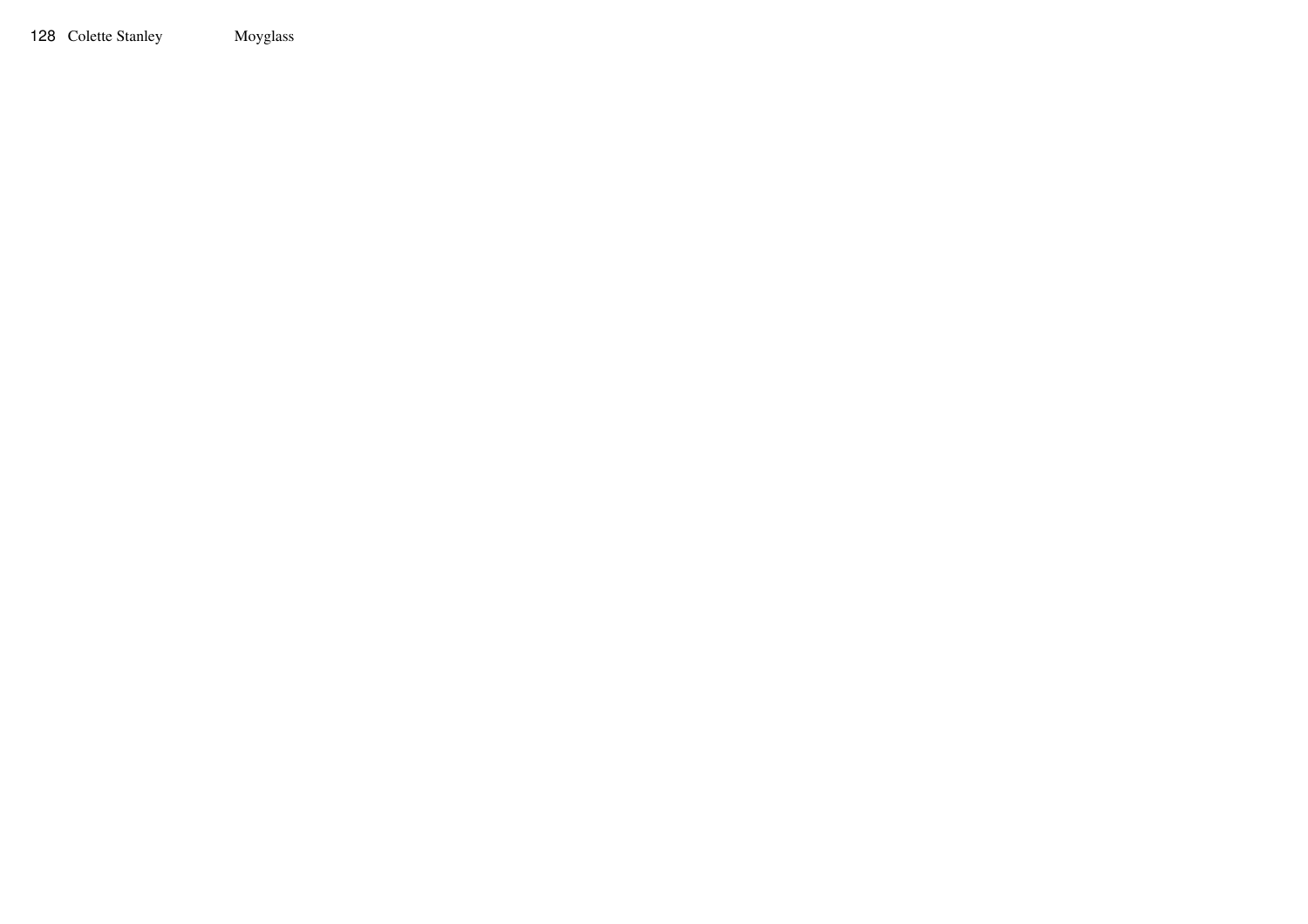128 Colette Stanley Moyglass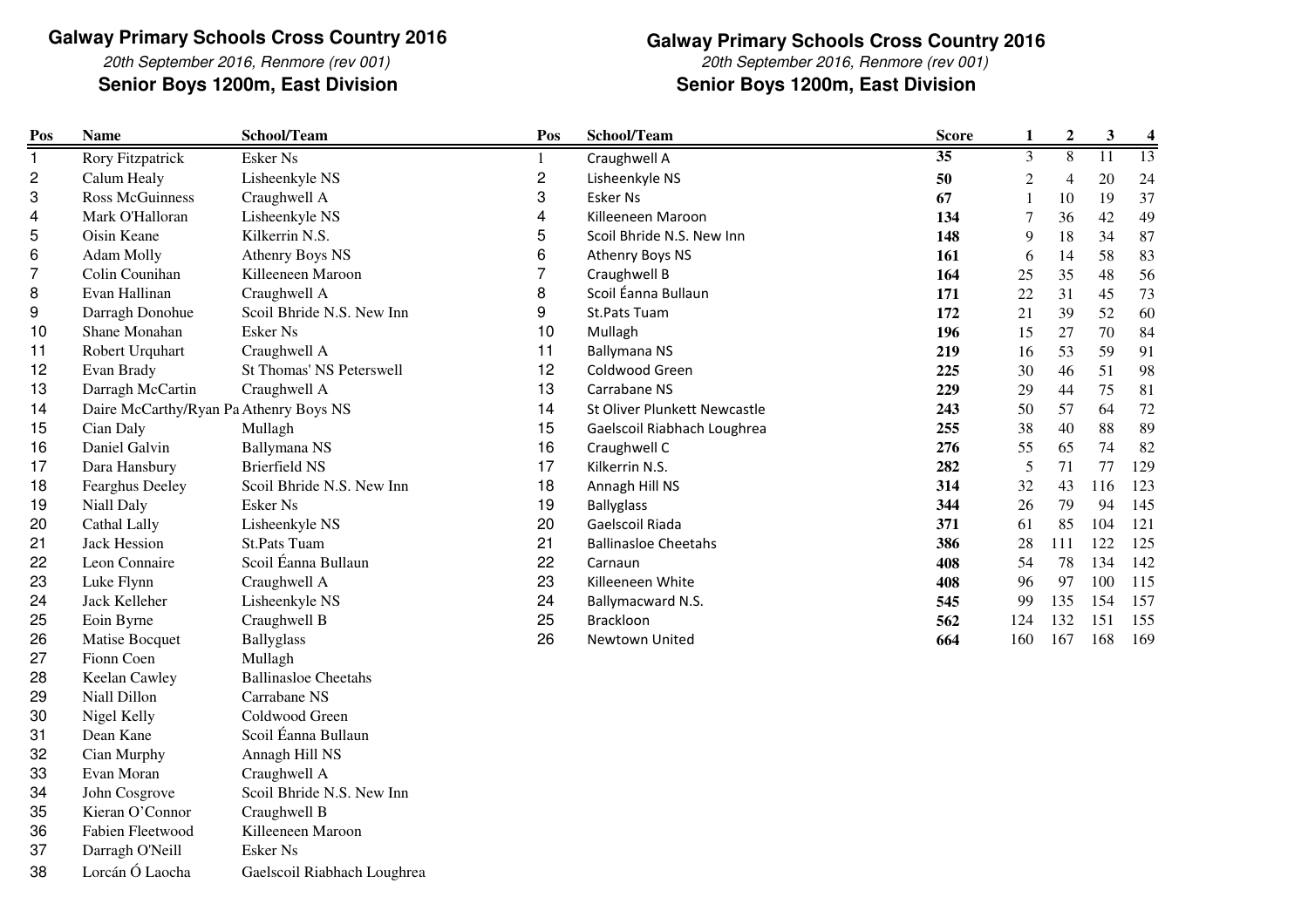## Galway Primary Schools Cross Country 2016

*20th September 2016, Renmore (rev 001)*

### Senior Boys 1200m, East Division

| Pos | Name | School/Team |
|---|---|---|
| 1 | Rory Fitzpatrick | Esker Ns |
| 2 | Calum Healy | Lisheenkyle NS |
| 3 | Ross McGuinness | Craughwell A |
| 4 | Mark O'Halloran | Lisheenkyle NS |
| 5 | Oisin Keane | Kilkerrin N.S. |
| 6 | Adam Molly | Athenry Boys NS |
| 7 | Colin Counihan | Killeeneen Maroon |
| 8 | Evan Hallinan | Craughwell A |
| 9 | Darragh Donohue | Scoil Bhride N.S. New Inn |
| 10 | Shane Monahan | Esker Ns |
| 11 | Robert Urquhart | Craughwell A |
| 12 | Evan Brady | St Thomas' NS Peterswell |
| 13 | Darragh McCartin | Craughwell A |
| 14 | Daire McCarthy/Ryan Pa | Athenry Boys NS |
| 15 | Cian Daly | Mullagh |
| 16 | Daniel Galvin | Ballymana NS |
| 17 | Dara Hansbury | Brierfield NS |
| 18 | Fearghus Deeley | Scoil Bhride N.S. New Inn |
| 19 | Niall Daly | Esker Ns |
| 20 | Cathal Lally | Lisheenkyle NS |
| 21 | Jack Hession | St.Pats Tuam |
| 22 | Leon Connaire | Scoil Éanna Bullaun |
| 23 | Luke Flynn | Craughwell A |
| 24 | Jack Kelleher | Lisheenkyle NS |
| 25 | Eoin Byrne | Craughwell B |
| 26 | Matise Bocquet | Ballyglass |
| 27 | Fionn Coen | Mullagh |
| 28 | Keelan Cawley | Ballinasloe Cheetahs |
| 29 | Niall Dillon | Carrabane NS |
| 30 | Nigel Kelly | Coldwood Green |
| 31 | Dean Kane | Scoil Éanna Bullaun |
| 32 | Cian Murphy | Annagh Hill NS |
| 33 | Evan Moran | Craughwell A |
| 34 | John Cosgrove | Scoil Bhride N.S. New Inn |
| 35 | Kieran O'Connor | Craughwell B |
| 36 | Fabien Fleetwood | Killeeneen Maroon |
| 37 | Darragh O'Neill | Esker Ns |
| 38 | Lorcán Ó Laocha | Gaelscoil Riabhach Loughrea |

## Galway Primary Schools Cross Country 2016

*20th September 2016, Renmore (rev 001)*

### Senior Boys 1200m, East Division

| Pos | School/Team | Score | 1 | 2 | 3 | 4 |
|---|---|---|---|---|---|---|
| 1 | Craughwell A | **35** | 3 | 8 | 11 | 13 |
| 2 | Lisheenkyle NS | **50** | 2 | 4 | 20 | 24 |
| 3 | Esker Ns | **67** | 1 | 10 | 19 | 37 |
| 4 | Killeeneen Maroon | **134** | 7 | 36 | 42 | 49 |
| 5 | Scoil Bhride N.S. New Inn | **148** | 9 | 18 | 34 | 87 |
| 6 | Athenry Boys NS | **161** | 6 | 14 | 58 | 83 |
| 7 | Craughwell B | **164** | 25 | 35 | 48 | 56 |
| 8 | Scoil Éanna Bullaun | **171** | 22 | 31 | 45 | 73 |
| 9 | St.Pats Tuam | **172** | 21 | 39 | 52 | 60 |
| 10 | Mullagh | **196** | 15 | 27 | 70 | 84 |
| 11 | Ballymana NS | **219** | 16 | 53 | 59 | 91 |
| 12 | Coldwood Green | **225** | 30 | 46 | 51 | 98 |
| 13 | Carrabane NS | **229** | 29 | 44 | 75 | 81 |
| 14 | St Oliver Plunkett Newcastle | **243** | 50 | 57 | 64 | 72 |
| 15 | Gaelscoil Riabhach Loughrea | **255** | 38 | 40 | 88 | 89 |
| 16 | Craughwell C | **276** | 55 | 65 | 74 | 82 |
| 17 | Kilkerrin N.S. | **282** | 5 | 71 | 77 | 129 |
| 18 | Annagh Hill NS | **314** | 32 | 43 | 116 | 123 |
| 19 | Ballyglass | **344** | 26 | 79 | 94 | 145 |
| 20 | Gaelscoil Riada | **371** | 61 | 85 | 104 | 121 |
| 21 | Ballinasloe Cheetahs | **386** | 28 | 111 | 122 | 125 |
| 22 | Carnaun | **408** | 54 | 78 | 134 | 142 |
| 23 | Killeeneen White | **408** | 96 | 97 | 100 | 115 |
| 24 | Ballymacward N.S. | **545** | 99 | 135 | 154 | 157 |
| 25 | Brackloon | **562** | 124 | 132 | 151 | 155 |
| 26 | Newtown United | **664** | 160 | 167 | 168 | 169 |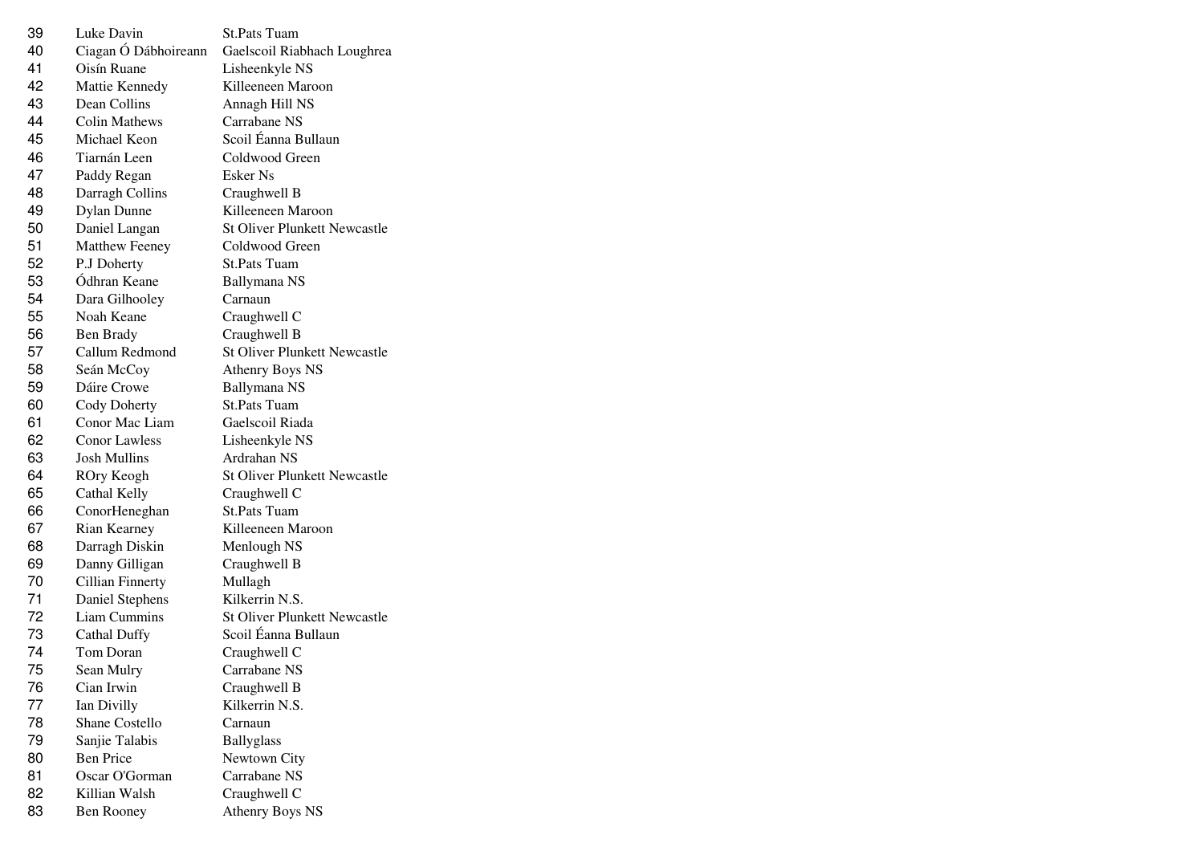| | | |
|---|---|---|
| 39 | Luke Davin | St.Pats Tuam |
| 40 | Ciagan Ó Dábhoireann | Gaelscoil Riabhach Loughrea |
| 41 | Oisín Ruane | Lisheenkyle NS |
| 42 | Mattie Kennedy | Killeeneen Maroon |
| 43 | Dean Collins | Annagh Hill NS |
| 44 | Colin Mathews | Carrabane NS |
| 45 | Michael Keon | Scoil Éanna Bullaun |
| 46 | Tiarnán Leen | Coldwood Green |
| 47 | Paddy Regan | Esker Ns |
| 48 | Darragh Collins | Craughwell B |
| 49 | Dylan Dunne | Killeeneen Maroon |
| 50 | Daniel Langan | St Oliver Plunkett Newcastle |
| 51 | Matthew Feeney | Coldwood Green |
| 52 | P.J Doherty | St.Pats Tuam |
| 53 | Ódhran Keane | Ballymana NS |
| 54 | Dara Gilhooley | Carnaun |
| 55 | Noah Keane | Craughwell C |
| 56 | Ben Brady | Craughwell B |
| 57 | Callum Redmond | St Oliver Plunkett Newcastle |
| 58 | Seán McCoy | Athenry Boys NS |
| 59 | Dáire Crowe | Ballymana NS |
| 60 | Cody Doherty | St.Pats Tuam |
| 61 | Conor Mac Liam | Gaelscoil Riada |
| 62 | Conor Lawless | Lisheenkyle NS |
| 63 | Josh Mullins | Ardrahan NS |
| 64 | ROry Keogh | St Oliver Plunkett Newcastle |
| 65 | Cathal Kelly | Craughwell C |
| 66 | ConorHeneghan | St.Pats Tuam |
| 67 | Rian Kearney | Killeeneen Maroon |
| 68 | Darragh Diskin | Menlough NS |
| 69 | Danny Gilligan | Craughwell B |
| 70 | Cillian Finnerty | Mullagh |
| 71 | Daniel Stephens | Kilkerrin N.S. |
| 72 | Liam Cummins | St Oliver Plunkett Newcastle |
| 73 | Cathal Duffy | Scoil Éanna Bullaun |
| 74 | Tom Doran | Craughwell C |
| 75 | Sean Mulry | Carrabane NS |
| 76 | Cian Irwin | Craughwell B |
| 77 | Ian Divilly | Kilkerrin N.S. |
| 78 | Shane Costello | Carnaun |
| 79 | Sanjie Talabis | Ballyglass |
| 80 | Ben Price | Newtown City |
| 81 | Oscar O'Gorman | Carrabane NS |
| 82 | Killian Walsh | Craughwell C |
| 83 | Ben Rooney | Athenry Boys NS |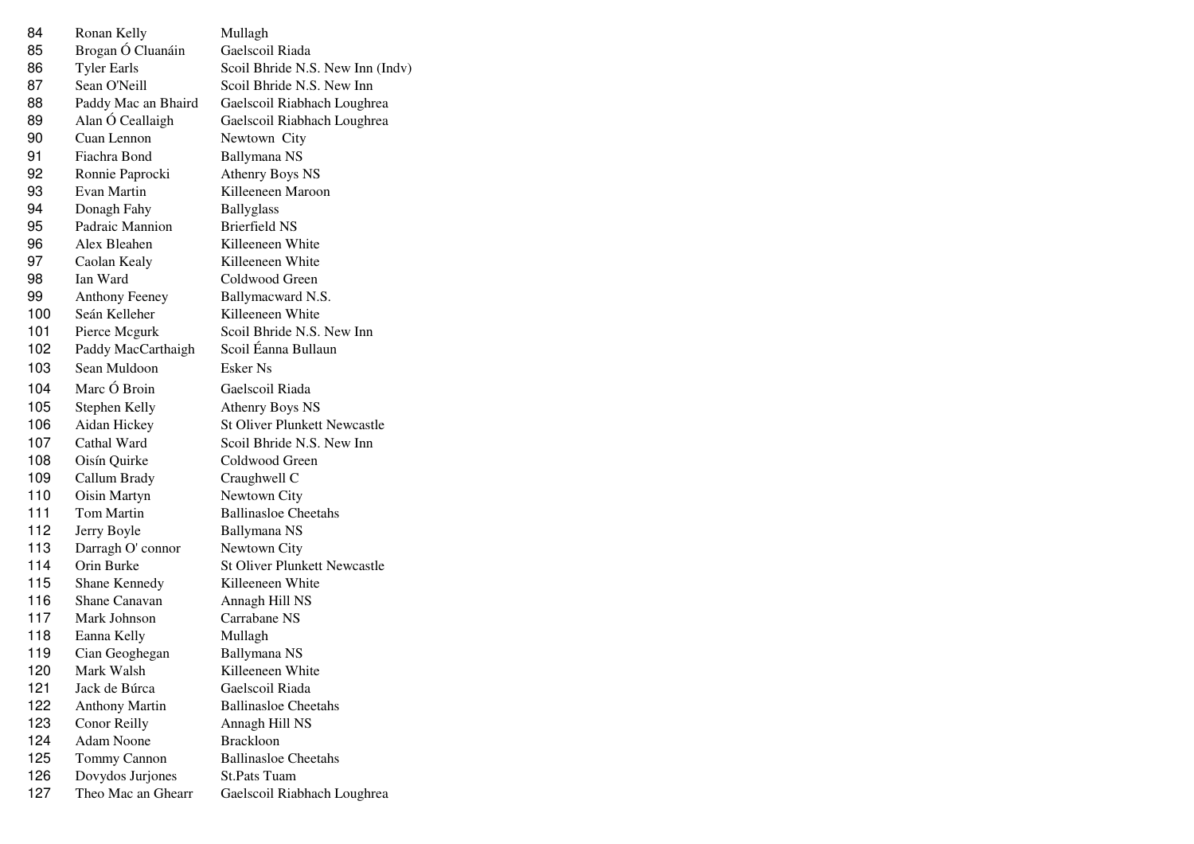| | | |
|---|---|---|
| 84 | Ronan Kelly | Mullagh |
| 85 | Brogan Ó Cluanáin | Gaelscoil Riada |
| 86 | Tyler Earls | Scoil Bhride N.S. New Inn (Indv) |
| 87 | Sean O'Neill | Scoil Bhride N.S. New Inn |
| 88 | Paddy Mac an Bhaird | Gaelscoil Riabhach Loughrea |
| 89 | Alan Ó Ceallaigh | Gaelscoil Riabhach Loughrea |
| 90 | Cuan Lennon | Newtown City |
| 91 | Fiachra Bond | Ballymana NS |
| 92 | Ronnie Paprocki | Athenry Boys NS |
| 93 | Evan Martin | Killeeneen Maroon |
| 94 | Donagh Fahy | Ballyglass |
| 95 | Padraic Mannion | Brierfield NS |
| 96 | Alex Bleahen | Killeeneen White |
| 97 | Caolan Kealy | Killeeneen White |
| 98 | Ian Ward | Coldwood Green |
| 99 | Anthony Feeney | Ballymacward N.S. |
| 100 | Seán Kelleher | Killeeneen White |
| 101 | Pierce Mcgurk | Scoil Bhride N.S. New Inn |
| 102 | Paddy MacCarthaigh | Scoil Éanna Bullaun |
| 103 | Sean Muldoon | Esker Ns |
| 104 | Marc Ó Broin | Gaelscoil Riada |
| 105 | Stephen Kelly | Athenry Boys NS |
| 106 | Aidan Hickey | St Oliver Plunkett Newcastle |
| 107 | Cathal Ward | Scoil Bhride N.S. New Inn |
| 108 | Oisín Quirke | Coldwood Green |
| 109 | Callum Brady | Craughwell C |
| 110 | Oisin Martyn | Newtown City |
| 111 | Tom Martin | Ballinasloe Cheetahs |
| 112 | Jerry Boyle | Ballymana NS |
| 113 | Darragh O' connor | Newtown City |
| 114 | Orin Burke | St Oliver Plunkett Newcastle |
| 115 | Shane Kennedy | Killeeneen White |
| 116 | Shane Canavan | Annagh Hill NS |
| 117 | Mark Johnson | Carrabane NS |
| 118 | Eanna Kelly | Mullagh |
| 119 | Cian Geoghegan | Ballymana NS |
| 120 | Mark Walsh | Killeeneen White |
| 121 | Jack de Búrca | Gaelscoil Riada |
| 122 | Anthony Martin | Ballinasloe Cheetahs |
| 123 | Conor Reilly | Annagh Hill NS |
| 124 | Adam Noone | Brackloon |
| 125 | Tommy Cannon | Ballinasloe Cheetahs |
| 126 | Dovydos Jurjones | St.Pats Tuam |
| 127 | Theo Mac an Ghearr | Gaelscoil Riabhach Loughrea |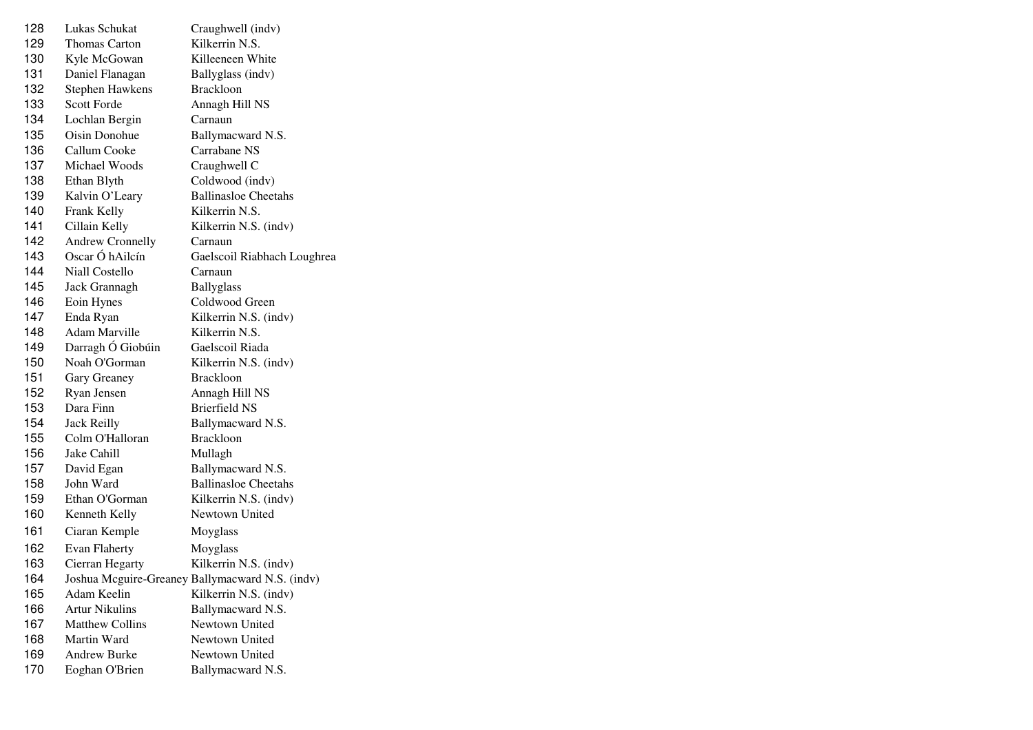| | | |
|---|---|---|
| 128 | Lukas Schukat | Craughwell (indv) |
| 129 | Thomas Carton | Kilkerrin N.S. |
| 130 | Kyle McGowan | Killeeneen White |
| 131 | Daniel Flanagan | Ballyglass (indv) |
| 132 | Stephen Hawkens | Brackloon |
| 133 | Scott Forde | Annagh Hill NS |
| 134 | Lochlan Bergin | Carnaun |
| 135 | Oisin Donohue | Ballymacward N.S. |
| 136 | Callum Cooke | Carrabane NS |
| 137 | Michael Woods | Craughwell C |
| 138 | Ethan Blyth | Coldwood (indv) |
| 139 | Kalvin O'Leary | Ballinasloe Cheetahs |
| 140 | Frank Kelly | Kilkerrin N.S. |
| 141 | Cillain Kelly | Kilkerrin N.S. (indv) |
| 142 | Andrew Cronnelly | Carnaun |
| 143 | Oscar Ó hAilcín | Gaelscoil Riabhach Loughrea |
| 144 | Niall Costello | Carnaun |
| 145 | Jack Grannagh | Ballyglass |
| 146 | Eoin Hynes | Coldwood Green |
| 147 | Enda Ryan | Kilkerrin N.S. (indv) |
| 148 | Adam Marville | Kilkerrin N.S. |
| 149 | Darragh Ó Giobúin | Gaelscoil Riada |
| 150 | Noah O'Gorman | Kilkerrin N.S. (indv) |
| 151 | Gary Greaney | Brackloon |
| 152 | Ryan Jensen | Annagh Hill NS |
| 153 | Dara Finn | Brierfield NS |
| 154 | Jack Reilly | Ballymacward N.S. |
| 155 | Colm O'Halloran | Brackloon |
| 156 | Jake Cahill | Mullagh |
| 157 | David Egan | Ballymacward N.S. |
| 158 | John Ward | Ballinasloe Cheetahs |
| 159 | Ethan O'Gorman | Kilkerrin N.S. (indv) |
| 160 | Kenneth Kelly | Newtown United |
| 161 | Ciaran Kemple | Moyglass |
| 162 | Evan Flaherty | Moyglass |
| 163 | Cierran Hegarty | Kilkerrin N.S. (indv) |
| 164 | Joshua Mcguire-Greaney | Ballymacward N.S. (indv) |
| 165 | Adam Keelin | Kilkerrin N.S. (indv) |
| 166 | Artur Nikulins | Ballymacward N.S. |
| 167 | Matthew Collins | Newtown United |
| 168 | Martin Ward | Newtown United |
| 169 | Andrew Burke | Newtown United |
| 170 | Eoghan O'Brien | Ballymacward N.S. |